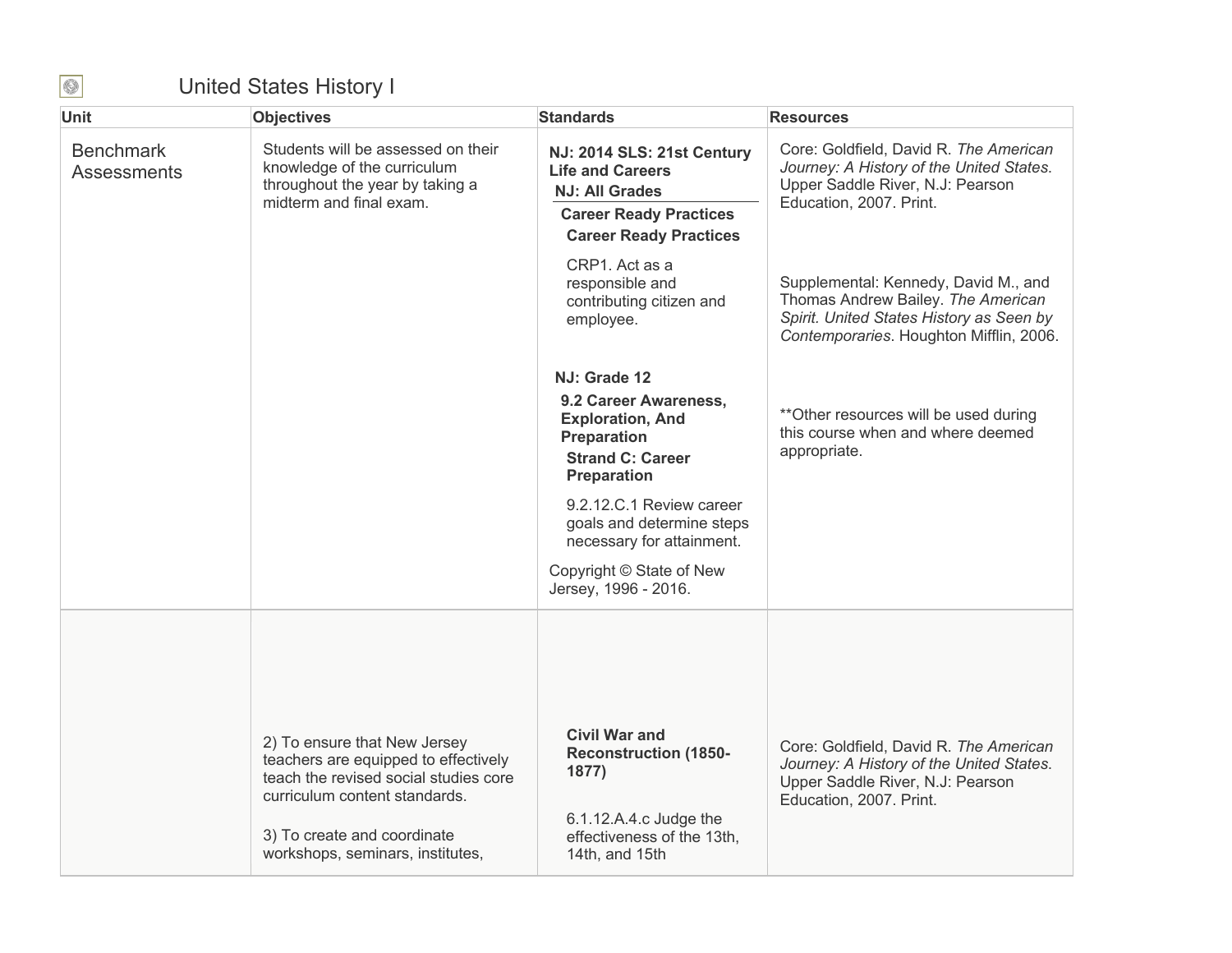# United States History I

| Unit | Objectives | Standards | Resources |
|---|---|---|---|
| Benchmark Assessments | Students will be assessed on their knowledge of the curriculum throughout the year by taking a midterm and final exam. | **NJ: 2014 SLS: 21st Century Life and Careers**<br>**NJ: All Grades**<br>**Career Ready Practices**<br>**Career Ready Practices**<br>CRP1. Act as a responsible and contributing citizen and employee.<br><br>**NJ: Grade 12**<br>**9.2 Career Awareness, Exploration, And Preparation**<br>**Strand C: Career Preparation**<br>9.2.12.C.1 Review career goals and determine steps necessary for attainment.<br><br>Copyright © State of New Jersey, 1996 - 2016. | Core: Goldfield, David R. *The American Journey: A History of the United States*. Upper Saddle River, N.J: Pearson Education, 2007. Print.<br><br>Supplemental: Kennedy, David M., and Thomas Andrew Bailey. *The American Spirit. United States History as Seen by Contemporaries*. Houghton Mifflin, 2006.<br><br>**Other resources will be used during this course when and where deemed appropriate. |
| | 2) To ensure that New Jersey teachers are equipped to effectively teach the revised social studies core curriculum content standards.<br><br>3) To create and coordinate workshops, seminars, institutes, | **Civil War and Reconstruction (1850-1877)**<br><br>6.1.12.A.4.c Judge the effectiveness of the 13th, 14th, and 15th | Core: Goldfield, David R. *The American Journey: A History of the United States*. Upper Saddle River, N.J: Pearson Education, 2007. Print. |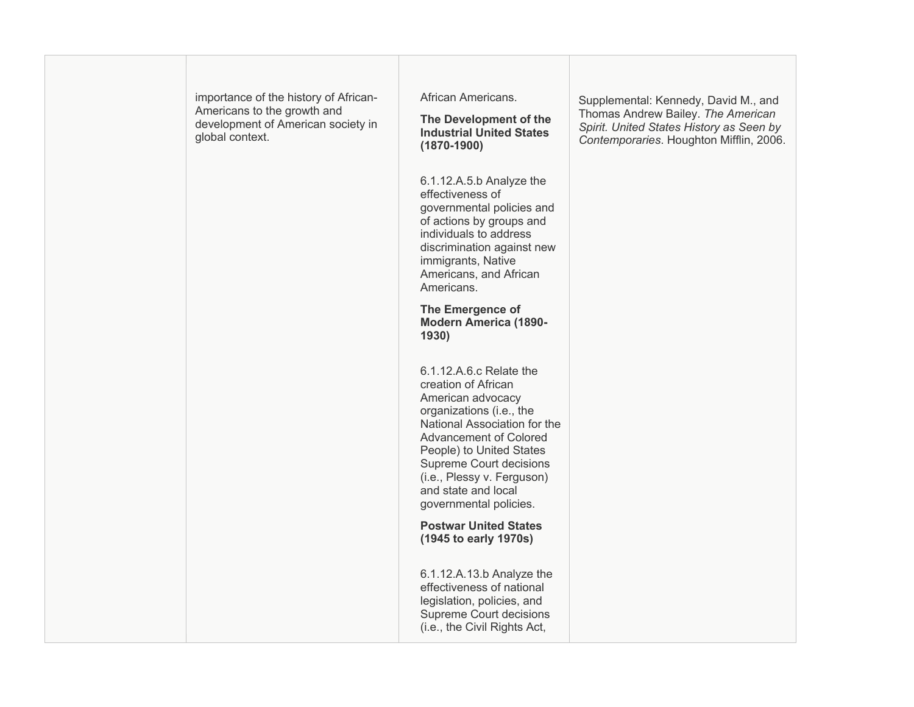|  | importance of the history of African-Americans to the growth and development of American society in global context. | African Americans.<br><br>**The Development of the Industrial United States (1870-1900)**<br><br>6.1.12.A.5.b Analyze the effectiveness of governmental policies and of actions by groups and individuals to address discrimination against new immigrants, Native Americans, and African Americans.<br><br>**The Emergence of Modern America (1890-1930)**<br><br>6.1.12.A.6.c Relate the creation of African American advocacy organizations (i.e., the National Association for the Advancement of Colored People) to United States Supreme Court decisions (i.e., Plessy v. Ferguson) and state and local governmental policies.<br><br>**Postwar United States (1945 to early 1970s)**<br><br>6.1.12.A.13.b Analyze the effectiveness of national legislation, policies, and Supreme Court decisions (i.e., the Civil Rights Act, | Supplemental: Kennedy, David M., and Thomas Andrew Bailey. *The American Spirit. United States History as Seen by Contemporaries*. Houghton Mifflin, 2006. |
|---|---|---|---|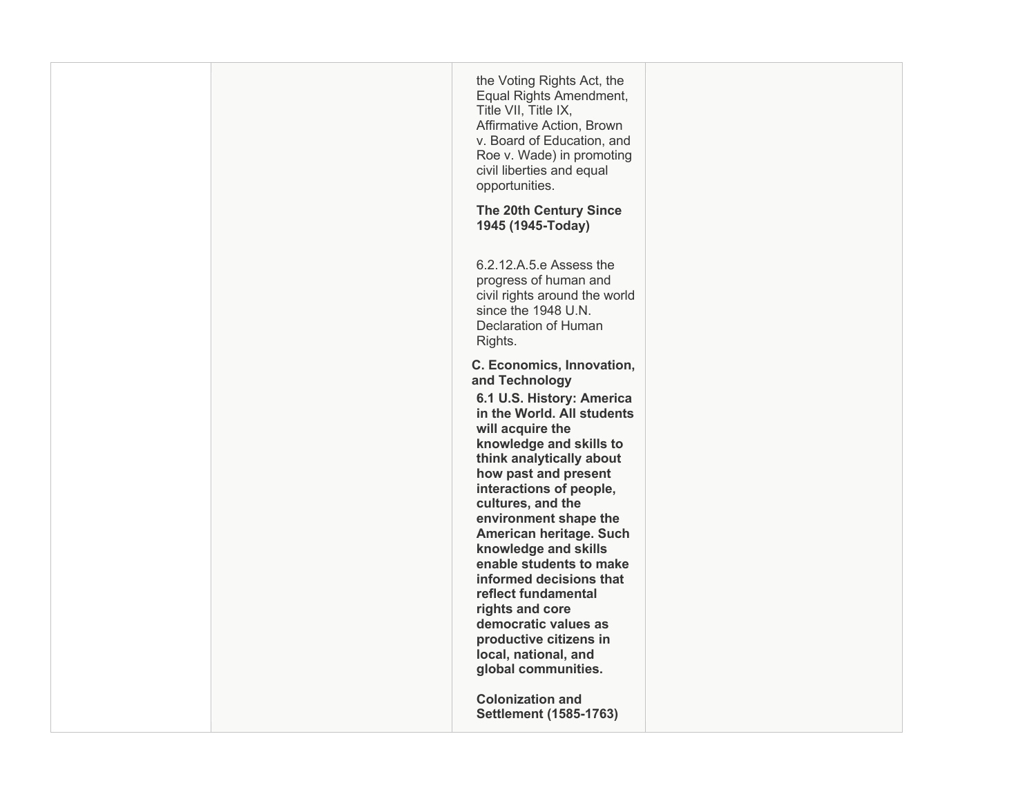| | | | |
|---|---|---|---|
| | | the Voting Rights Act, the Equal Rights Amendment, Title VII, Title IX, Affirmative Action, Brown v. Board of Education, and Roe v. Wade) in promoting civil liberties and equal opportunities.<br><br>**The 20th Century Since 1945 (1945-Today)**<br><br>6.2.12.A.5.e Assess the progress of human and civil rights around the world since the 1948 U.N. Declaration of Human Rights.<br><br>**C. Economics, Innovation, and Technology**<br>**6.1 U.S. History: America in the World. All students will acquire the knowledge and skills to think analytically about how past and present interactions of people, cultures, and the environment shape the American heritage. Such knowledge and skills enable students to make informed decisions that reflect fundamental rights and core democratic values as productive citizens in local, national, and global communities.**<br><br>**Colonization and Settlement (1585-1763)** | |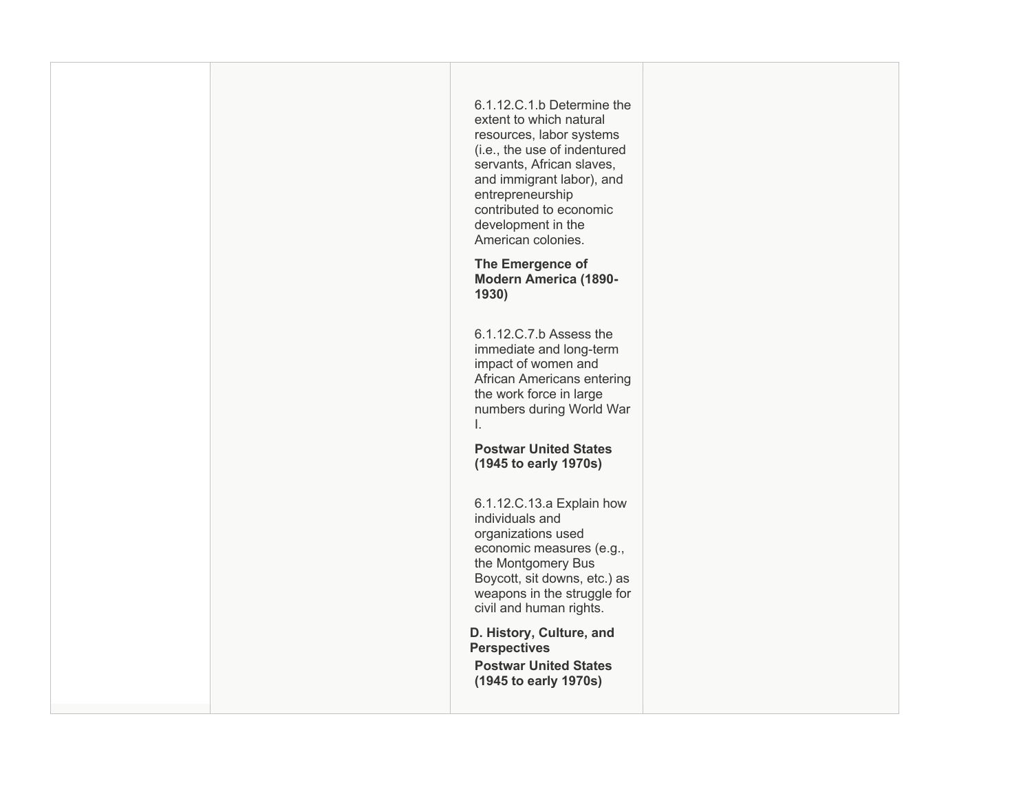| | | | |
|---|---|---|---|
| | | 6.1.12.C.1.b Determine the extent to which natural resources, labor systems (i.e., the use of indentured servants, African slaves, and immigrant labor), and entrepreneurship contributed to economic development in the American colonies.<br><br>**The Emergence of Modern America (1890-1930)**<br><br>6.1.12.C.7.b Assess the immediate and long-term impact of women and African Americans entering the work force in large numbers during World War I.<br><br>**Postwar United States (1945 to early 1970s)**<br><br>6.1.12.C.13.a Explain how individuals and organizations used economic measures (e.g., the Montgomery Bus Boycott, sit downs, etc.) as weapons in the struggle for civil and human rights.<br><br>**D. History, Culture, and Perspectives**<br><br>**Postwar United States (1945 to early 1970s)** | |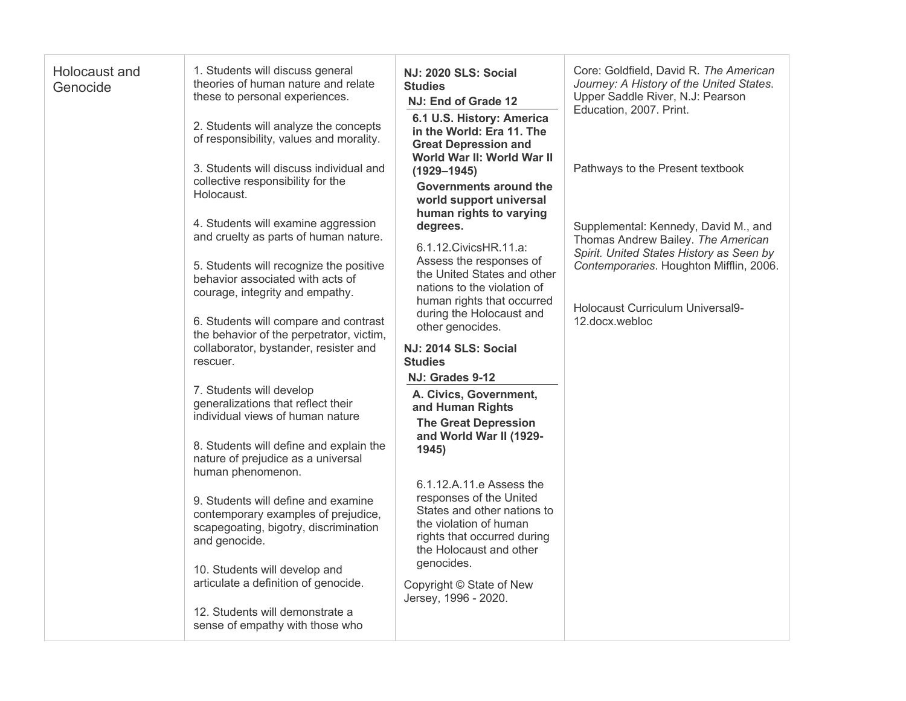| | | | |
|---|---|---|---|
| Holocaust and Genocide | 1. Students will discuss general theories of human nature and relate these to personal experiences.<br><br>2. Students will analyze the concepts of responsibility, values and morality.<br><br>3. Students will discuss individual and collective responsibility for the Holocaust.<br><br>4. Students will examine aggression and cruelty as parts of human nature.<br><br>5. Students will recognize the positive behavior associated with acts of courage, integrity and empathy.<br><br>6. Students will compare and contrast the behavior of the perpetrator, victim, collaborator, bystander, resister and rescuer.<br><br>7. Students will develop generalizations that reflect their individual views of human nature<br><br>8. Students will define and explain the nature of prejudice as a universal human phenomenon.<br><br>9. Students will define and examine contemporary examples of prejudice, scapegoating, bigotry, discrimination and genocide.<br><br>10. Students will develop and articulate a definition of genocide.<br><br>12. Students will demonstrate a sense of empathy with those who | **NJ: 2020 SLS: Social Studies**<br>**NJ: End of Grade 12**<br>**6.1 U.S. History: America in the World: Era 11. The Great Depression and World War II: World War II (1929–1945)**<br>**Governments around the world support universal human rights to varying degrees.**<br>6.1.12.CivicsHR.11.a: Assess the responses of the United States and other nations to the violation of human rights that occurred during the Holocaust and other genocides.<br><br>**NJ: 2014 SLS: Social Studies**<br>**NJ: Grades 9-12**<br>**A. Civics, Government, and Human Rights**<br>**The Great Depression and World War II (1929-1945)**<br><br>6.1.12.A.11.e Assess the responses of the United States and other nations to the violation of human rights that occurred during the Holocaust and other genocides.<br><br>Copyright © State of New Jersey, 1996 - 2020. | Core: Goldfield, David R. *The American Journey: A History of the United States*. Upper Saddle River, N.J: Pearson Education, 2007. Print.<br><br>Pathways to the Present textbook<br><br>Supplemental: Kennedy, David M., and Thomas Andrew Bailey. *The American Spirit. United States History as Seen by Contemporaries*. Houghton Mifflin, 2006.<br><br>Holocaust Curriculum Universal9-12.docx.webloc |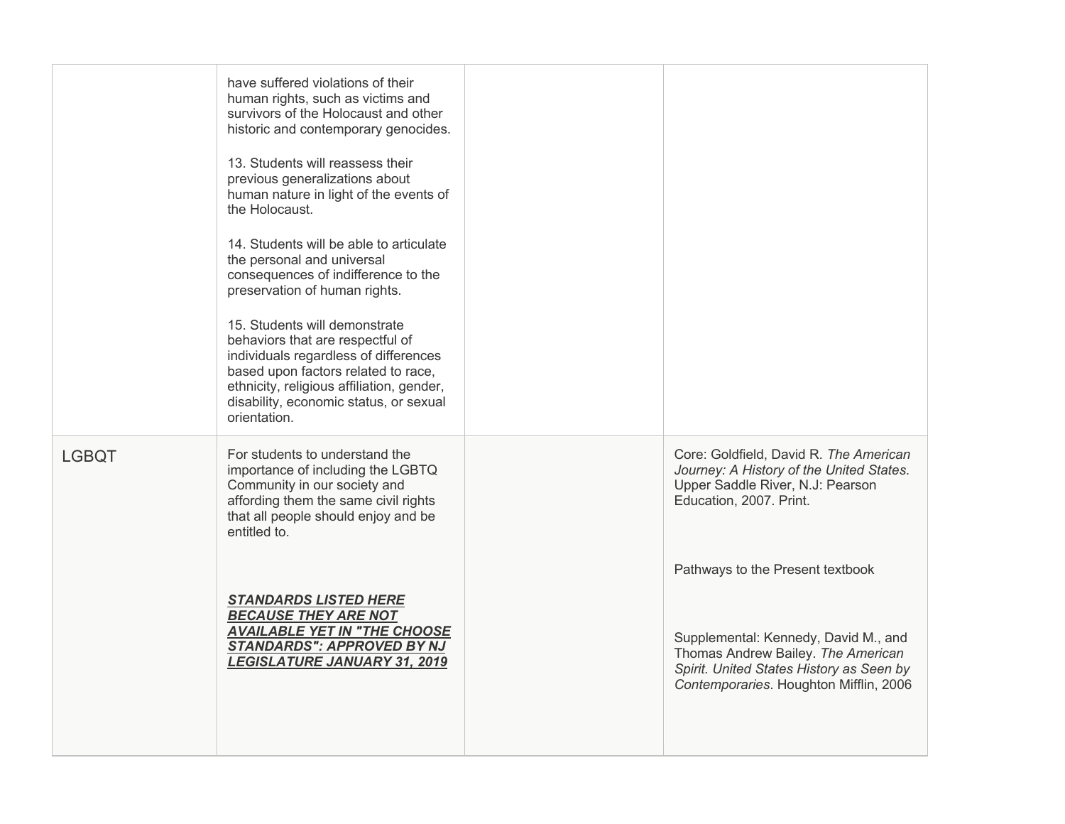| | | | |
|---|---|---|---|
| | have suffered violations of their human rights, such as victims and survivors of the Holocaust and other historic and contemporary genocides.<br><br>13. Students will reassess their previous generalizations about human nature in light of the events of the Holocaust.<br><br>14. Students will be able to articulate the personal and universal consequences of indifference to the preservation of human rights.<br><br>15. Students will demonstrate behaviors that are respectful of individuals regardless of differences based upon factors related to race, ethnicity, religious affiliation, gender, disability, economic status, or sexual orientation. | | |
| LGBQT | For students to understand the importance of including the LGBTQ Community in our society and affording them the same civil rights that all people should enjoy and be entitled to.<br><br>***STANDARDS LISTED HERE BECAUSE THEY ARE NOT AVAILABLE YET IN "THE CHOOSE STANDARDS": APPROVED BY NJ LEGISLATURE JANUARY 31, 2019*** | | Core: Goldfield, David R. *The American Journey: A History of the United States*. Upper Saddle River, N.J: Pearson Education, 2007. Print.<br><br>Pathways to the Present textbook<br><br>Supplemental: Kennedy, David M., and Thomas Andrew Bailey. *The American Spirit. United States History as Seen by Contemporaries*. Houghton Mifflin, 2006 |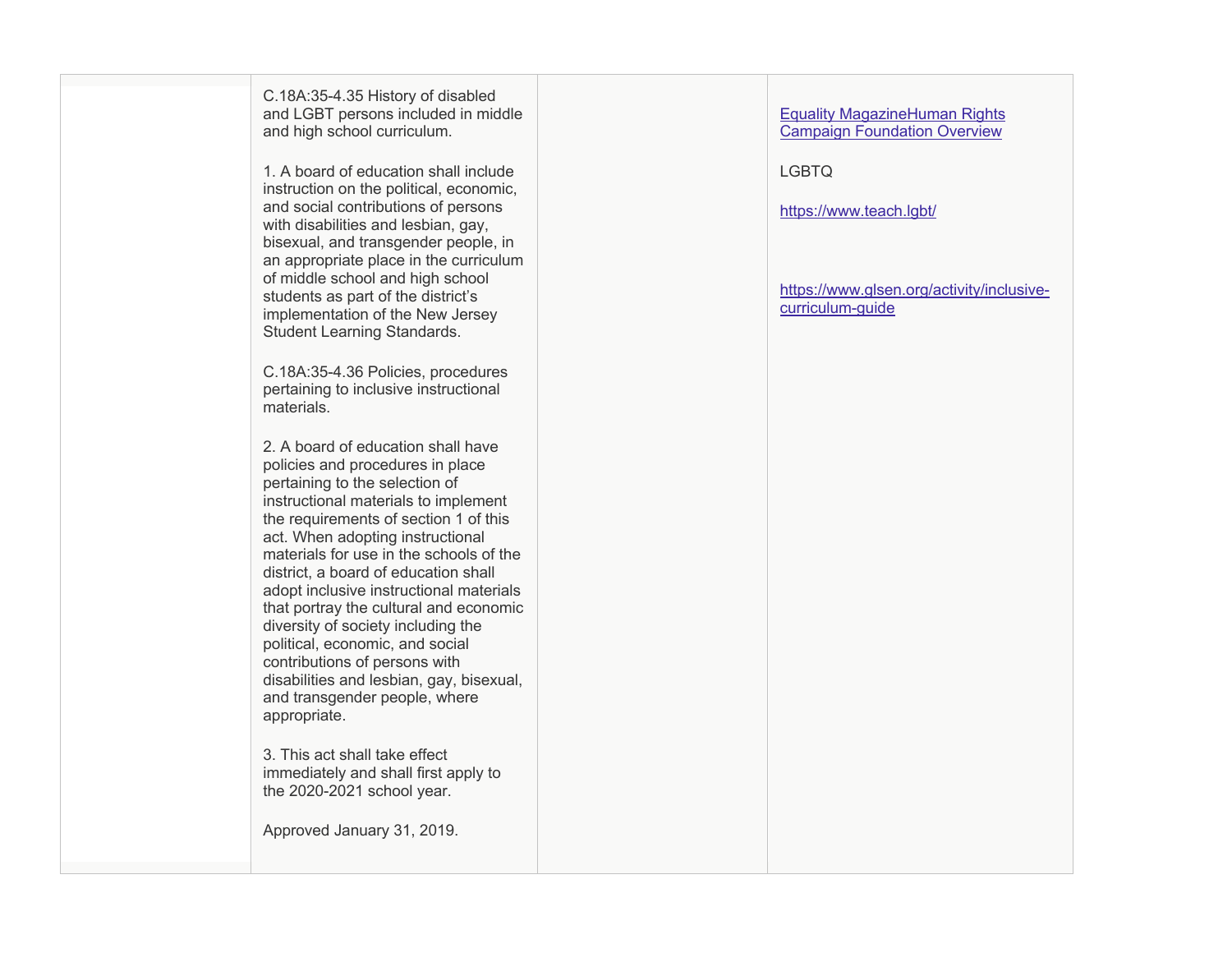| | | | |
|---|---|---|---|
| | C.18A:35-4.35 History of disabled and LGBT persons included in middle and high school curriculum.<br><br>1. A board of education shall include instruction on the political, economic, and social contributions of persons with disabilities and lesbian, gay, bisexual, and transgender people, in an appropriate place in the curriculum of middle school and high school students as part of the district's implementation of the New Jersey Student Learning Standards.<br><br>C.18A:35-4.36 Policies, procedures pertaining to inclusive instructional materials.<br><br>2. A board of education shall have policies and procedures in place pertaining to the selection of instructional materials to implement the requirements of section 1 of this act. When adopting instructional materials for use in the schools of the district, a board of education shall adopt inclusive instructional materials that portray the cultural and economic diversity of society including the political, economic, and social contributions of persons with disabilities and lesbian, gay, bisexual, and transgender people, where appropriate.<br><br>3. This act shall take effect immediately and shall first apply to the 2020-2021 school year.<br><br>Approved January 31, 2019. | | Equality MagazineHuman Rights Campaign Foundation Overview<br><br>LGBTQ<br><br>https://www.teach.lgbt/<br><br>https://www.glsen.org/activity/inclusive-curriculum-guide |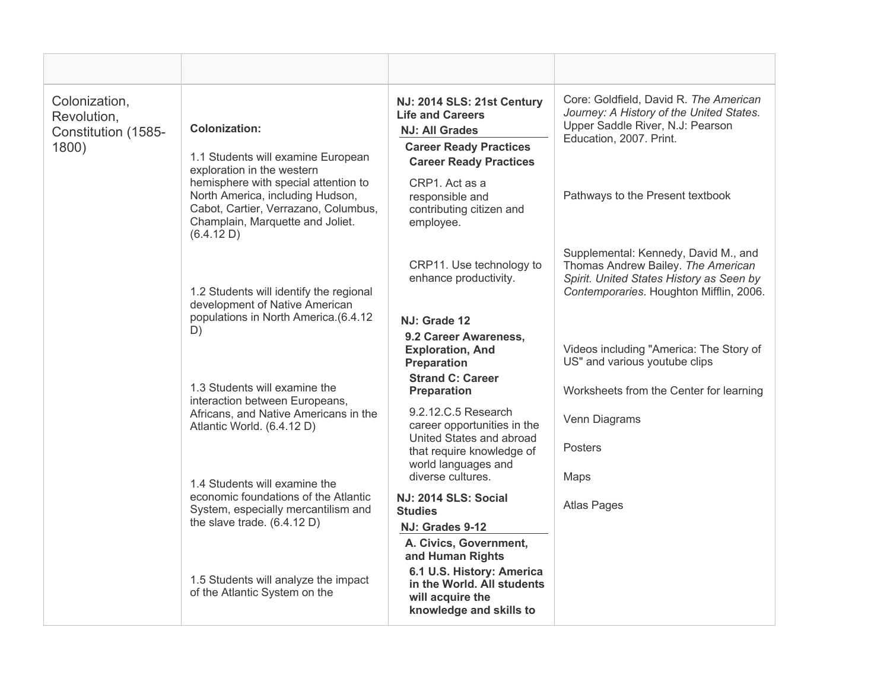| | | | |
|---|---|---|---|
| Colonization, Revolution, Constitution (1585-1800) | **Colonization:**<br><br>1.1 Students will examine European exploration in the western hemisphere with special attention to North America, including Hudson, Cabot, Cartier, Verrazano, Columbus, Champlain, Marquette and Joliet. (6.4.12 D)<br><br>1.2 Students will identify the regional development of Native American populations in North America.(6.4.12 D)<br><br>1.3 Students will examine the interaction between Europeans, Africans, and Native Americans in the Atlantic World. (6.4.12 D)<br><br>1.4 Students will examine the economic foundations of the Atlantic System, especially mercantilism and the slave trade. (6.4.12 D)<br><br>1.5 Students will analyze the impact of the Atlantic System on the | **NJ: 2014 SLS: 21st Century Life and Careers**<br>**NJ: All Grades**<br>**Career Ready Practices**<br>**Career Ready Practices**<br>CRP1. Act as a responsible and contributing citizen and employee.<br><br>CRP11. Use technology to enhance productivity.<br><br>**NJ: Grade 12**<br>**9.2 Career Awareness, Exploration, And Preparation**<br>**Strand C: Career Preparation**<br>9.2.12.C.5 Research career opportunities in the United States and abroad that require knowledge of world languages and diverse cultures.<br>**NJ: 2014 SLS: Social Studies**<br>**NJ: Grades 9-12**<br>**A. Civics, Government, and Human Rights**<br>**6.1 U.S. History: America in the World. All students will acquire the knowledge and skills to** | Core: Goldfield, David R. *The American Journey: A History of the United States*. Upper Saddle River, N.J: Pearson Education, 2007. Print.<br><br>Pathways to the Present textbook<br><br>Supplemental: Kennedy, David M., and Thomas Andrew Bailey. *The American Spirit. United States History as Seen by Contemporaries*. Houghton Mifflin, 2006.<br><br>Videos including "America: The Story of US" and various youtube clips<br><br>Worksheets from the Center for learning<br><br>Venn Diagrams<br><br>Posters<br><br>Maps<br><br>Atlas Pages |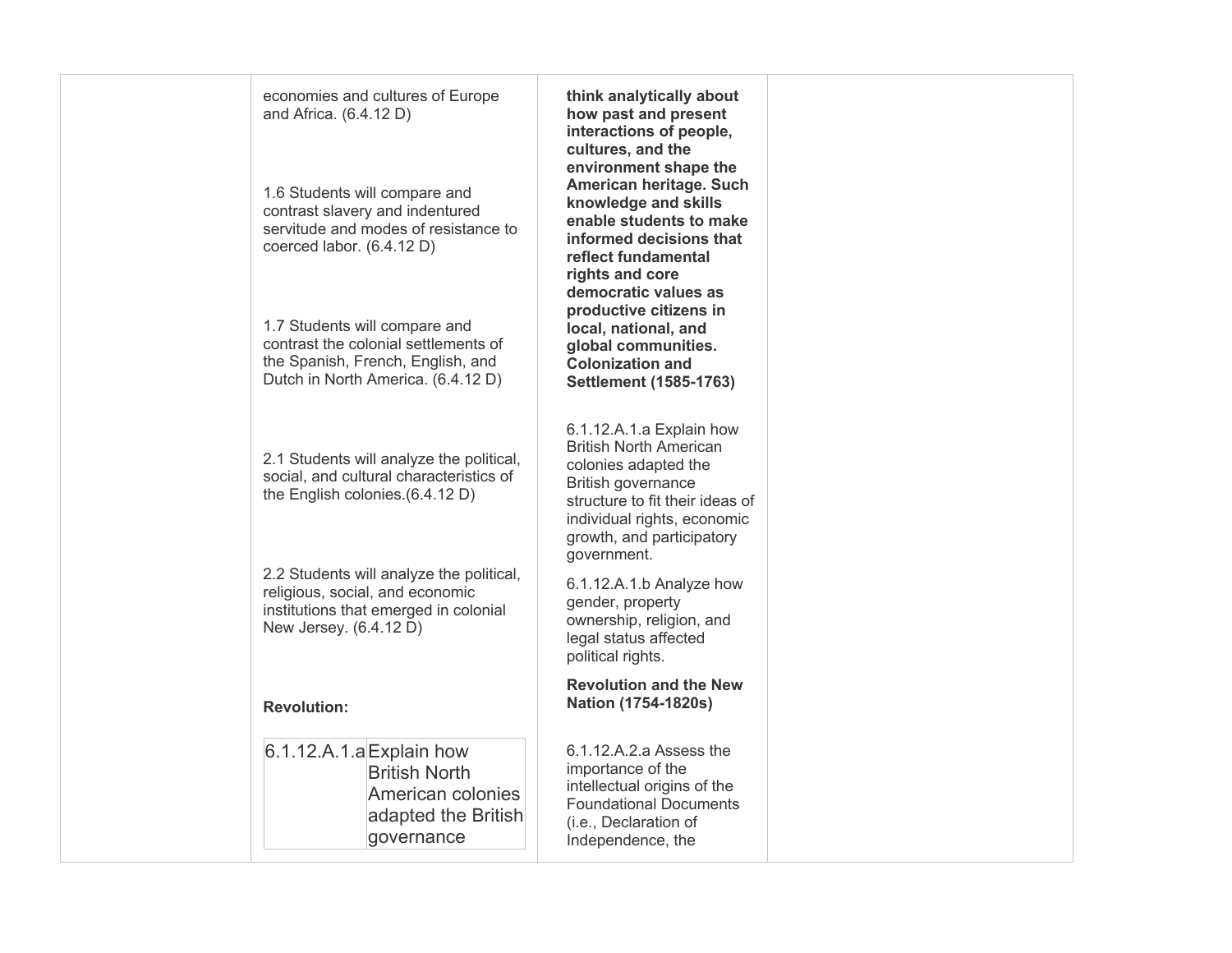| | | | |
|---|---|---|---|
| | economies and cultures of Europe and Africa. (6.4.12 D)<br><br>1.6 Students will compare and contrast slavery and indentured servitude and modes of resistance to coerced labor. (6.4.12 D)<br><br>1.7 Students will compare and contrast the colonial settlements of the Spanish, French, English, and Dutch in North America. (6.4.12 D)<br><br>2.1 Students will analyze the political, social, and cultural characteristics of the English colonies.(6.4.12 D)<br><br>2.2 Students will analyze the political, religious, social, and economic institutions that emerged in colonial New Jersey. (6.4.12 D)<br><br>**Revolution:**<br><br>6.1.12.A.1.a Explain how British North American colonies adapted the British governance | **think analytically about how past and present interactions of people, cultures, and the environment shape the American heritage. Such knowledge and skills enable students to make informed decisions that reflect fundamental rights and core democratic values as productive citizens in local, national, and global communities. Colonization and Settlement (1585-1763)**<br><br>6.1.12.A.1.a Explain how British North American colonies adapted the British governance structure to fit their ideas of individual rights, economic growth, and participatory government.<br><br>6.1.12.A.1.b Analyze how gender, property ownership, religion, and legal status affected political rights.<br><br>**Revolution and the New Nation (1754-1820s)**<br><br>6.1.12.A.2.a Assess the importance of the intellectual origins of the Foundational Documents (i.e., Declaration of Independence, the | |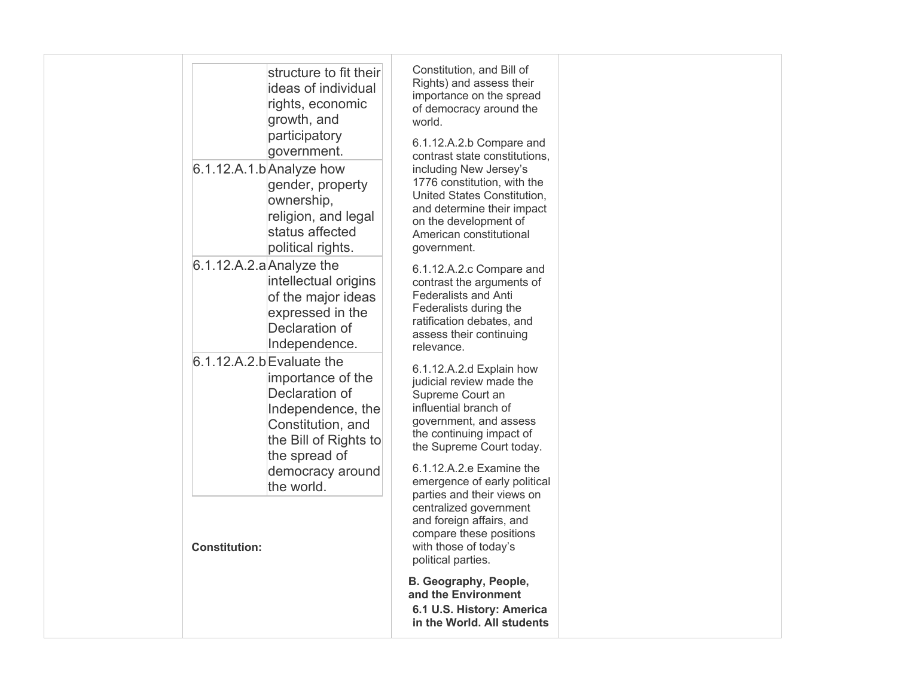| | | | |
|---|---|---|---|
| | \| \| structure to fit their ideas of individual rights, economic growth, and participatory government. \|<br>\| 6.1.12.A.1.b \| Analyze how gender, property ownership, religion, and legal status affected political rights. \|<br>\| 6.1.12.A.2.a \| Analyze the intellectual origins of the major ideas expressed in the Declaration of Independence. \|<br>\| 6.1.12.A.2.b \| Evaluate the importance of the Declaration of Independence, the Constitution, and the Bill of Rights to the spread of democracy around the world. \|<br><br>**Constitution:** | Constitution, and Bill of Rights) and assess their importance on the spread of democracy around the world.<br><br>6.1.12.A.2.b Compare and contrast state constitutions, including New Jersey's 1776 constitution, with the United States Constitution, and determine their impact on the development of American constitutional government.<br><br>6.1.12.A.2.c Compare and contrast the arguments of Federalists and Anti Federalists during the ratification debates, and assess their continuing relevance.<br><br>6.1.12.A.2.d Explain how judicial review made the Supreme Court an influential branch of government, and assess the continuing impact of the Supreme Court today.<br><br>6.1.12.A.2.e Examine the emergence of early political parties and their views on centralized government and foreign affairs, and compare these positions with those of today's political parties.<br><br>**B. Geography, People, and the Environment**<br>**6.1 U.S. History: America in the World. All students** | |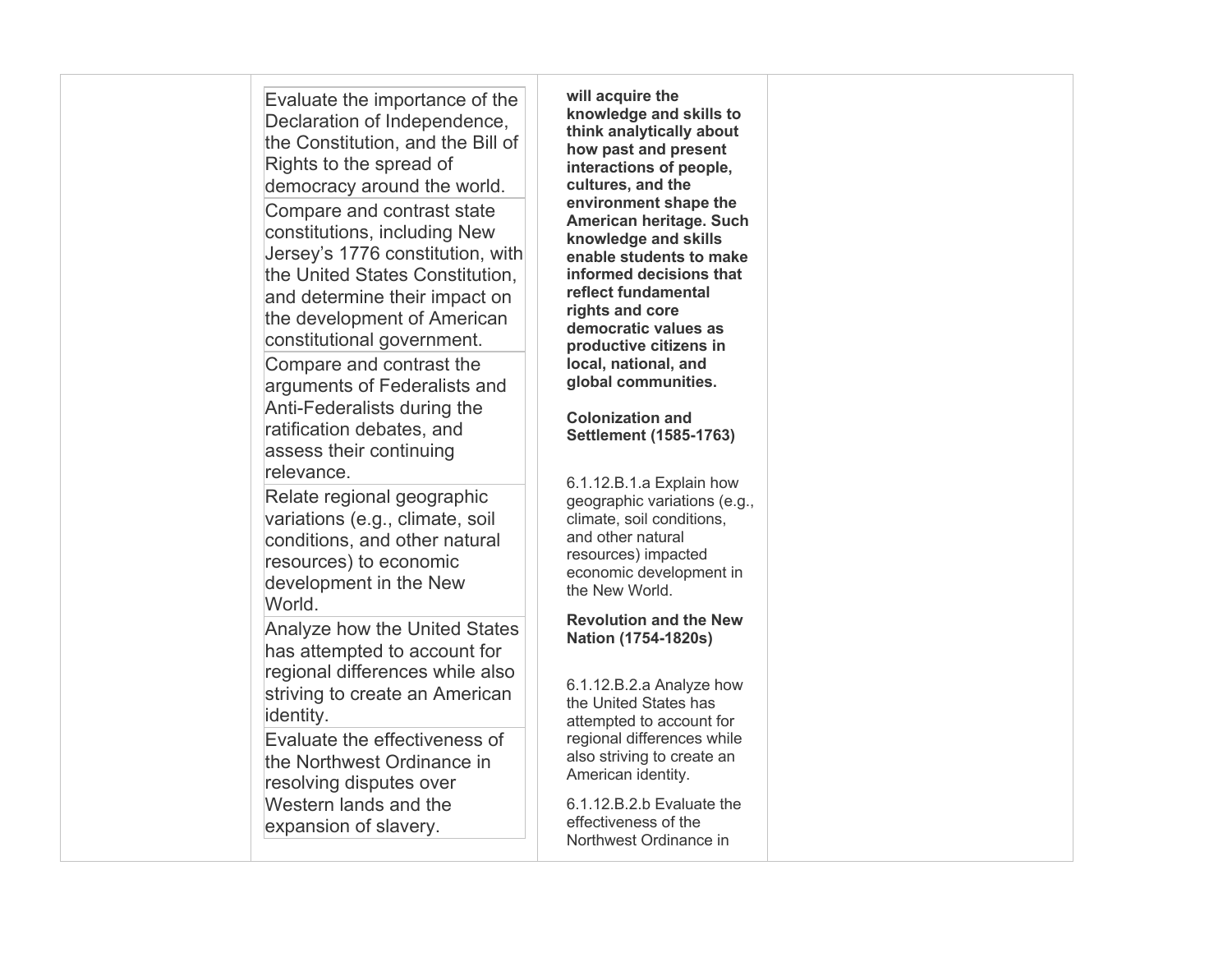| | | | |
|---|---|---|---|
| | Evaluate the importance of the Declaration of Independence, the Constitution, and the Bill of Rights to the spread of democracy around the world.<br>Compare and contrast state constitutions, including New Jersey's 1776 constitution, with the United States Constitution, and determine their impact on the development of American constitutional government.<br>Compare and contrast the arguments of Federalists and Anti-Federalists during the ratification debates, and assess their continuing relevance.<br>Relate regional geographic variations (e.g., climate, soil conditions, and other natural resources) to economic development in the New World.<br>Analyze how the United States has attempted to account for regional differences while also striving to create an American identity.<br>Evaluate the effectiveness of the Northwest Ordinance in resolving disputes over Western lands and the expansion of slavery. | **will acquire the knowledge and skills to think analytically about how past and present interactions of people, cultures, and the environment shape the American heritage. Such knowledge and skills enable students to make informed decisions that reflect fundamental rights and core democratic values as productive citizens in local, national, and global communities.**<br><br>**Colonization and Settlement (1585-1763)**<br><br>6.1.12.B.1.a Explain how geographic variations (e.g., climate, soil conditions, and other natural resources) impacted economic development in the New World.<br><br>**Revolution and the New Nation (1754-1820s)**<br><br>6.1.12.B.2.a Analyze how the United States has attempted to account for regional differences while also striving to create an American identity.<br><br>6.1.12.B.2.b Evaluate the effectiveness of the Northwest Ordinance in | |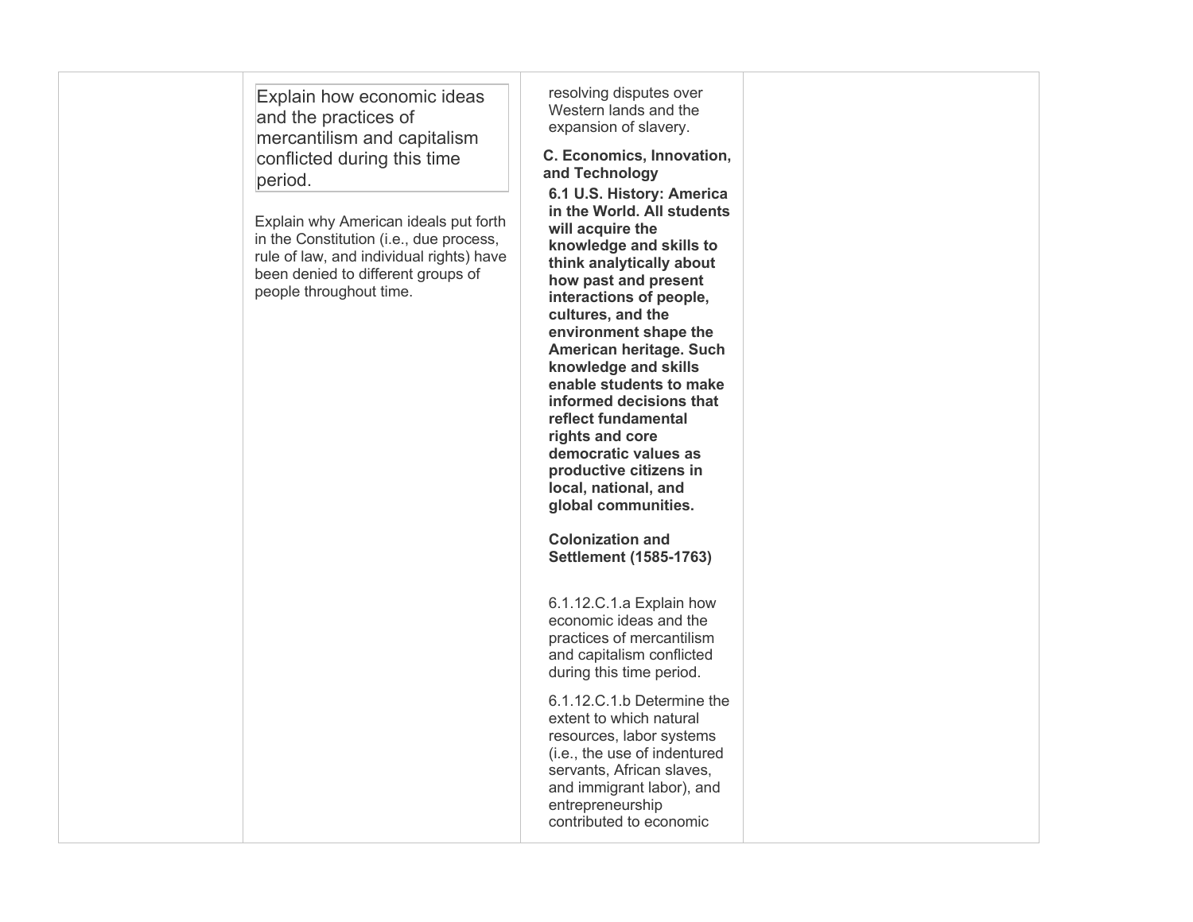| | | | |
|---|---|---|---|
| | Explain how economic ideas and the practices of mercantilism and capitalism conflicted during this time period.<br><br>Explain why American ideals put forth in the Constitution (i.e., due process, rule of law, and individual rights) have been denied to different groups of people throughout time. | resolving disputes over Western lands and the expansion of slavery.<br><br>**C. Economics, Innovation, and Technology**<br><br>**6.1 U.S. History: America in the World. All students will acquire the knowledge and skills to think analytically about how past and present interactions of people, cultures, and the environment shape the American heritage. Such knowledge and skills enable students to make informed decisions that reflect fundamental rights and core democratic values as productive citizens in local, national, and global communities.**<br><br>**Colonization and Settlement (1585-1763)**<br><br>6.1.12.C.1.a Explain how economic ideas and the practices of mercantilism and capitalism conflicted during this time period.<br><br>6.1.12.C.1.b Determine the extent to which natural resources, labor systems (i.e., the use of indentured servants, African slaves, and immigrant labor), and entrepreneurship contributed to economic | |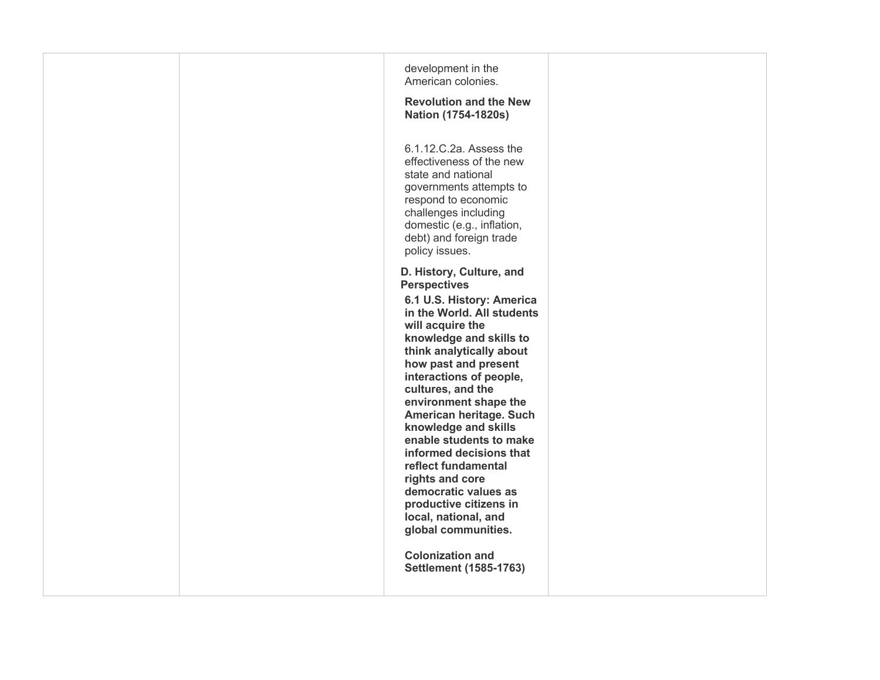| | | | |
|---|---|---|---|
| | | development in the American colonies.<br><br>**Revolution and the New Nation (1754-1820s)**<br><br>6.1.12.C.2a. Assess the effectiveness of the new state and national governments attempts to respond to economic challenges including domestic (e.g., inflation, debt) and foreign trade policy issues.<br><br>**D. History, Culture, and Perspectives**<br>**6.1 U.S. History: America in the World. All students will acquire the knowledge and skills to think analytically about how past and present interactions of people, cultures, and the environment shape the American heritage. Such knowledge and skills enable students to make informed decisions that reflect fundamental rights and core democratic values as productive citizens in local, national, and global communities.**<br><br>**Colonization and Settlement (1585-1763)** | |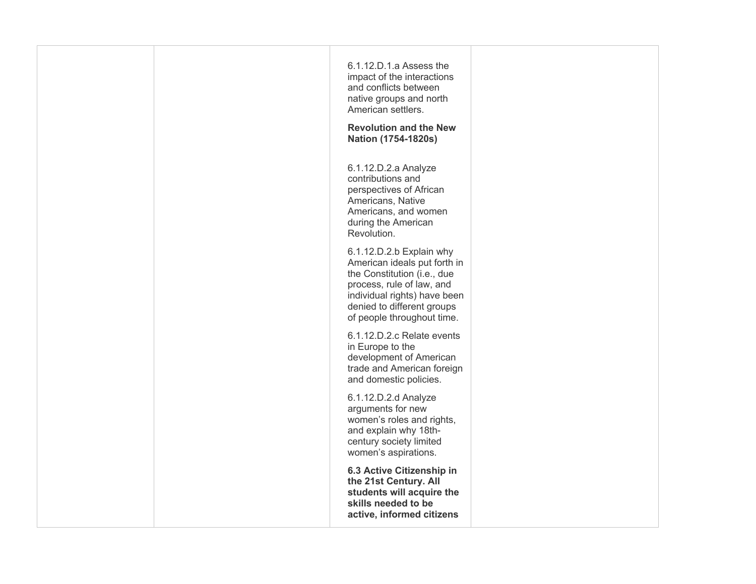| | | | |
|---|---|---|---|
| | | 6.1.12.D.1.a Assess the impact of the interactions and conflicts between native groups and north American settlers.<br><br>**Revolution and the New Nation (1754-1820s)**<br><br>6.1.12.D.2.a Analyze contributions and perspectives of African Americans, Native Americans, and women during the American Revolution.<br><br>6.1.12.D.2.b Explain why American ideals put forth in the Constitution (i.e., due process, rule of law, and individual rights) have been denied to different groups of people throughout time.<br><br>6.1.12.D.2.c Relate events in Europe to the development of American trade and American foreign and domestic policies.<br><br>6.1.12.D.2.d Analyze arguments for new women's roles and rights, and explain why 18th-century society limited women's aspirations.<br><br>**6.3 Active Citizenship in the 21st Century. All students will acquire the skills needed to be active, informed citizens** | |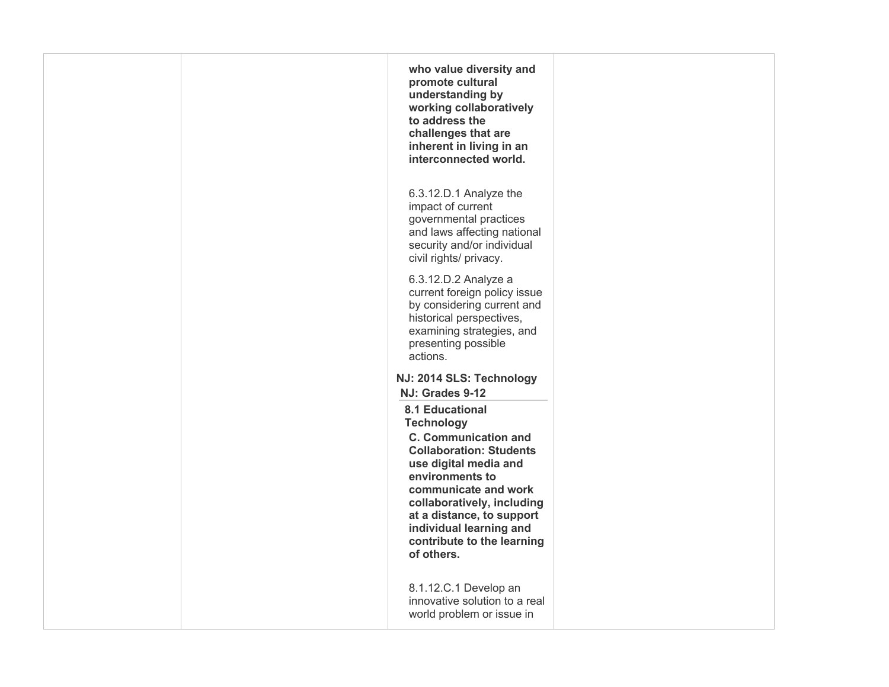|  |  |  |  |
|---|---|---|---|
|  |  | **who value diversity and promote cultural understanding by working collaboratively to address the challenges that are inherent in living in an interconnected world.**<br><br>6.3.12.D.1 Analyze the impact of current governmental practices and laws affecting national security and/or individual civil rights/ privacy.<br><br>6.3.12.D.2 Analyze a current foreign policy issue by considering current and historical perspectives, examining strategies, and presenting possible actions.<br><br>**NJ: 2014 SLS: Technology**<br>**NJ: Grades 9-12**<br>**8.1 Educational Technology**<br>**C. Communication and Collaboration: Students use digital media and environments to communicate and work collaboratively, including at a distance, to support individual learning and contribute to the learning of others.**<br><br>8.1.12.C.1 Develop an innovative solution to a real world problem or issue in |  |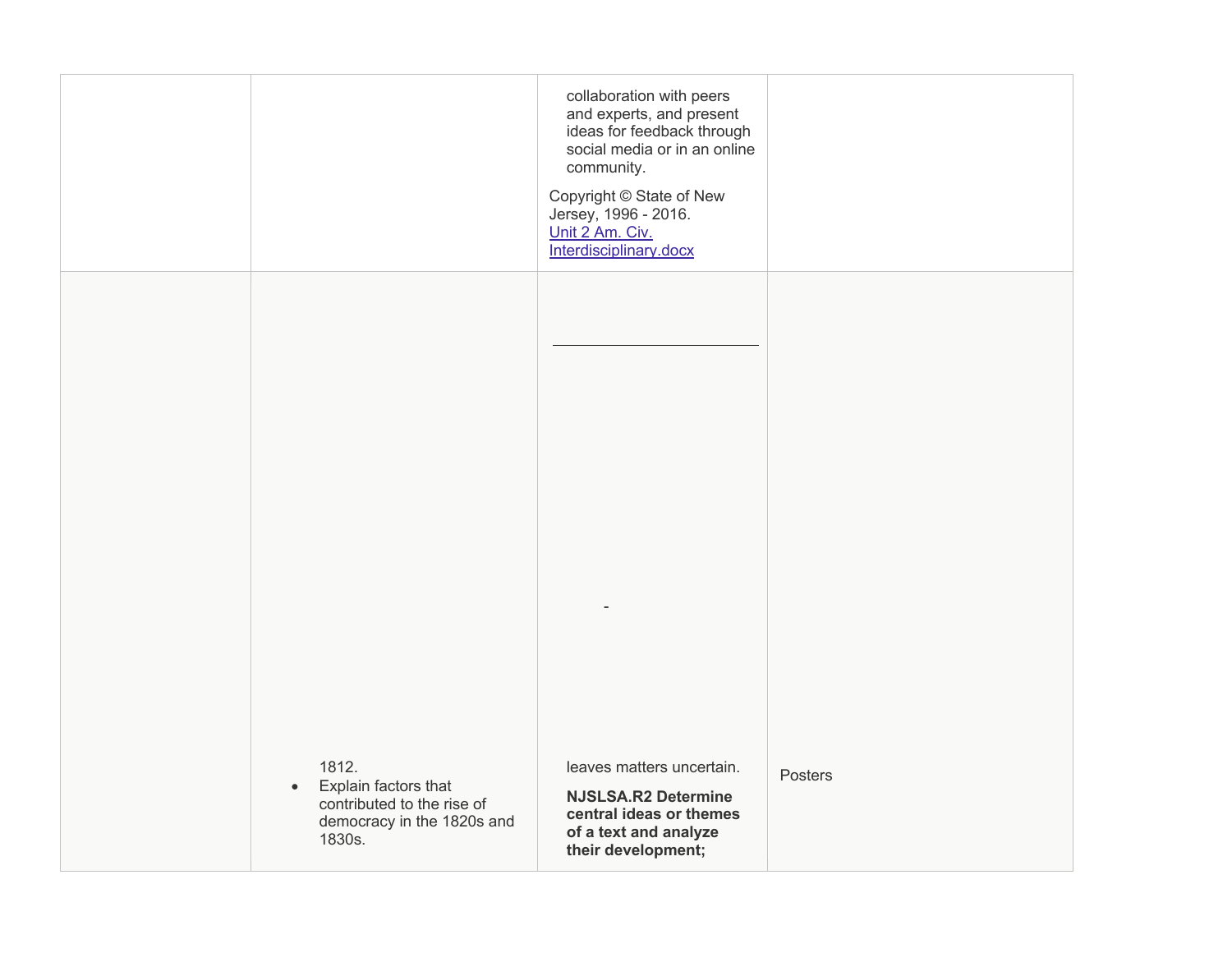|  |  | collaboration with peers and experts, and present ideas for feedback through social media or in an online community.<br><br>Copyright © State of New Jersey, 1996 - 2016.<br>[Unit 2 Am. Civ. Interdisciplinary.docx] |  |
|---|---|---|---|
|  | 1812.<br>• Explain factors that contributed to the rise of democracy in the 1820s and 1830s. | -<br><br>leaves matters uncertain.<br><br>**NJSLSA.R2 Determine central ideas or themes of a text and analyze their development;** | Posters |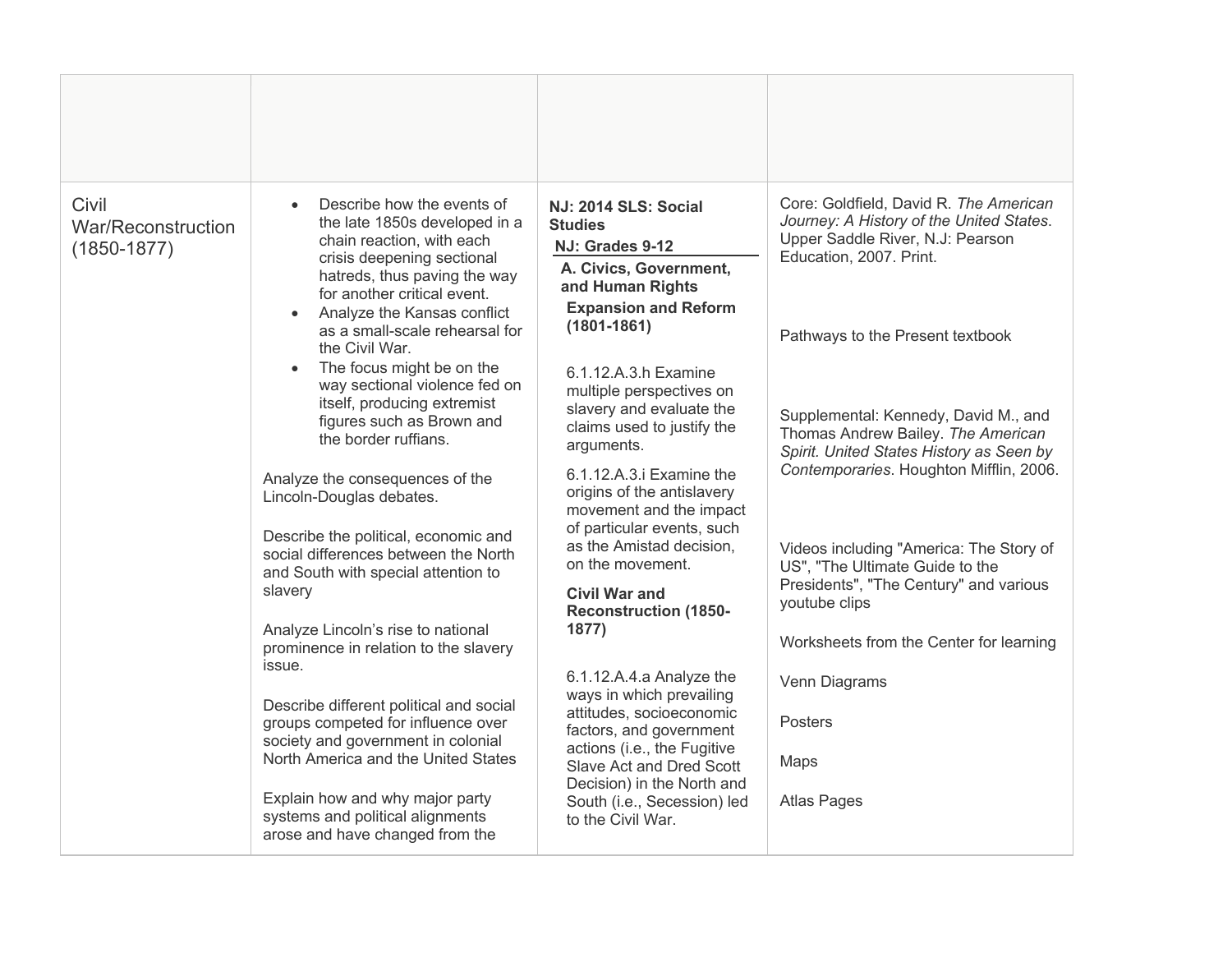| | | | |
|---|---|---|---|
| Civil War/Reconstruction (1850-1877) | • Describe how the events of the late 1850s developed in a chain reaction, with each crisis deepening sectional hatreds, thus paving the way for another critical event.<br>• Analyze the Kansas conflict as a small-scale rehearsal for the Civil War.<br>• The focus might be on the way sectional violence fed on itself, producing extremist figures such as Brown and the border ruffians.<br><br>Analyze the consequences of the Lincoln-Douglas debates.<br><br>Describe the political, economic and social differences between the North and South with special attention to slavery<br><br>Analyze Lincoln's rise to national prominence in relation to the slavery issue.<br><br>Describe different political and social groups competed for influence over society and government in colonial North America and the United States<br><br>Explain how and why major party systems and political alignments arose and have changed from the | **NJ: 2014 SLS: Social Studies**<br>**NJ: Grades 9-12**<br>**A. Civics, Government, and Human Rights**<br>**Expansion and Reform (1801-1861)**<br><br>6.1.12.A.3.h Examine multiple perspectives on slavery and evaluate the claims used to justify the arguments.<br><br>6.1.12.A.3.i Examine the origins of the antislavery movement and the impact of particular events, such as the Amistad decision, on the movement.<br><br>**Civil War and Reconstruction (1850-1877)**<br><br>6.1.12.A.4.a Analyze the ways in which prevailing attitudes, socioeconomic factors, and government actions (i.e., the Fugitive Slave Act and Dred Scott Decision) in the North and South (i.e., Secession) led to the Civil War. | Core: Goldfield, David R. *The American Journey: A History of the United States*. Upper Saddle River, N.J: Pearson Education, 2007. Print.<br><br>Pathways to the Present textbook<br><br>Supplemental: Kennedy, David M., and Thomas Andrew Bailey. *The American Spirit. United States History as Seen by Contemporaries*. Houghton Mifflin, 2006.<br><br>Videos including "America: The Story of US", "The Ultimate Guide to the Presidents", "The Century" and various youtube clips<br><br>Worksheets from the Center for learning<br><br>Venn Diagrams<br><br>Posters<br><br>Maps<br><br>Atlas Pages |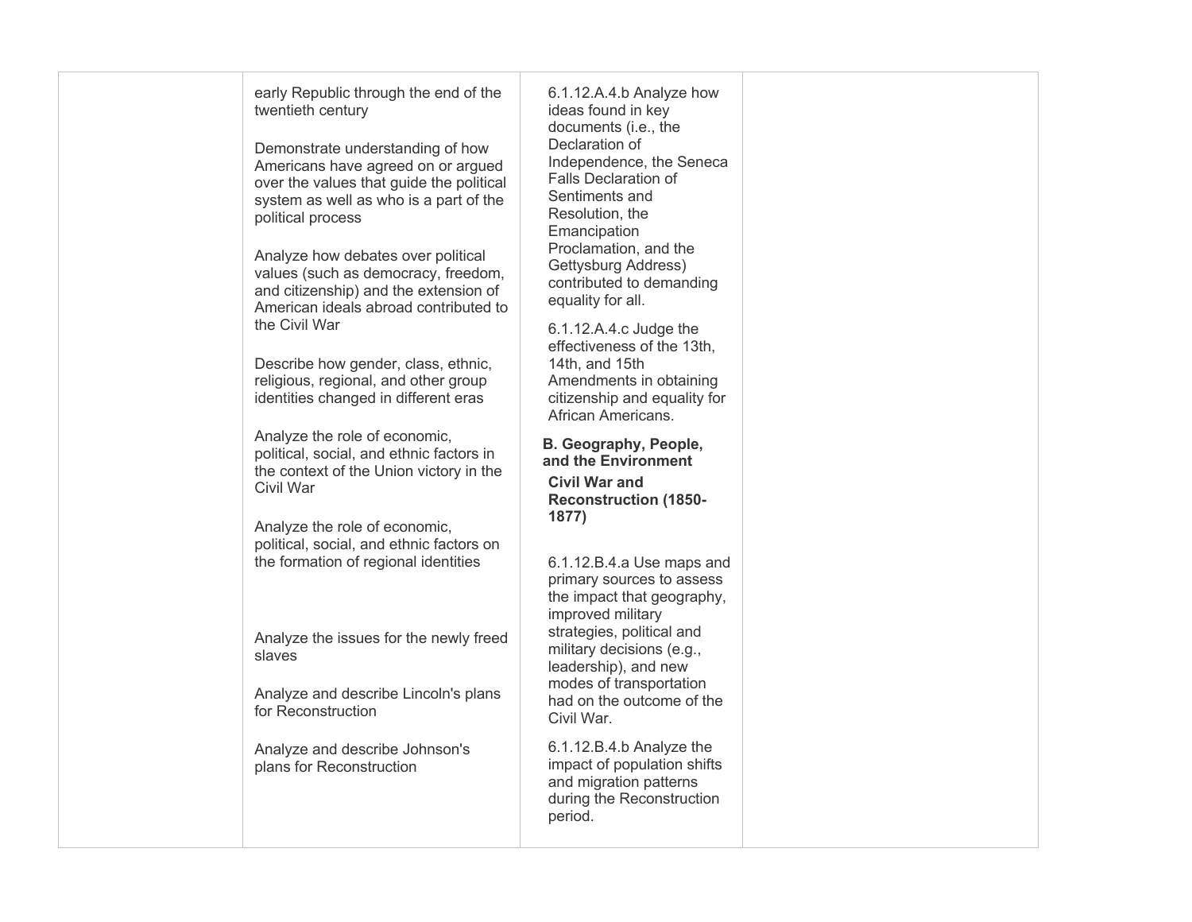| | | | |
|---|---|---|---|
| | early Republic through the end of the twentieth century<br><br>Demonstrate understanding of how Americans have agreed on or argued over the values that guide the political system as well as who is a part of the political process<br><br>Analyze how debates over political values (such as democracy, freedom, and citizenship) and the extension of American ideals abroad contributed to the Civil War<br><br>Describe how gender, class, ethnic, religious, regional, and other group identities changed in different eras<br><br>Analyze the role of economic, political, social, and ethnic factors in the context of the Union victory in the Civil War<br><br>Analyze the role of economic, political, social, and ethnic factors on the formation of regional identities<br><br>Analyze the issues for the newly freed slaves<br><br>Analyze and describe Lincoln's plans for Reconstruction<br><br>Analyze and describe Johnson's plans for Reconstruction | 6.1.12.A.4.b Analyze how ideas found in key documents (i.e., the Declaration of Independence, the Seneca Falls Declaration of Sentiments and Resolution, the Emancipation Proclamation, and the Gettysburg Address) contributed to demanding equality for all.<br><br>6.1.12.A.4.c Judge the effectiveness of the 13th, 14th, and 15th Amendments in obtaining citizenship and equality for African Americans.<br><br>**B. Geography, People, and the Environment**<br>**Civil War and Reconstruction (1850-1877)**<br><br>6.1.12.B.4.a Use maps and primary sources to assess the impact that geography, improved military strategies, political and military decisions (e.g., leadership), and new modes of transportation had on the outcome of the Civil War.<br><br>6.1.12.B.4.b Analyze the impact of population shifts and migration patterns during the Reconstruction period. | |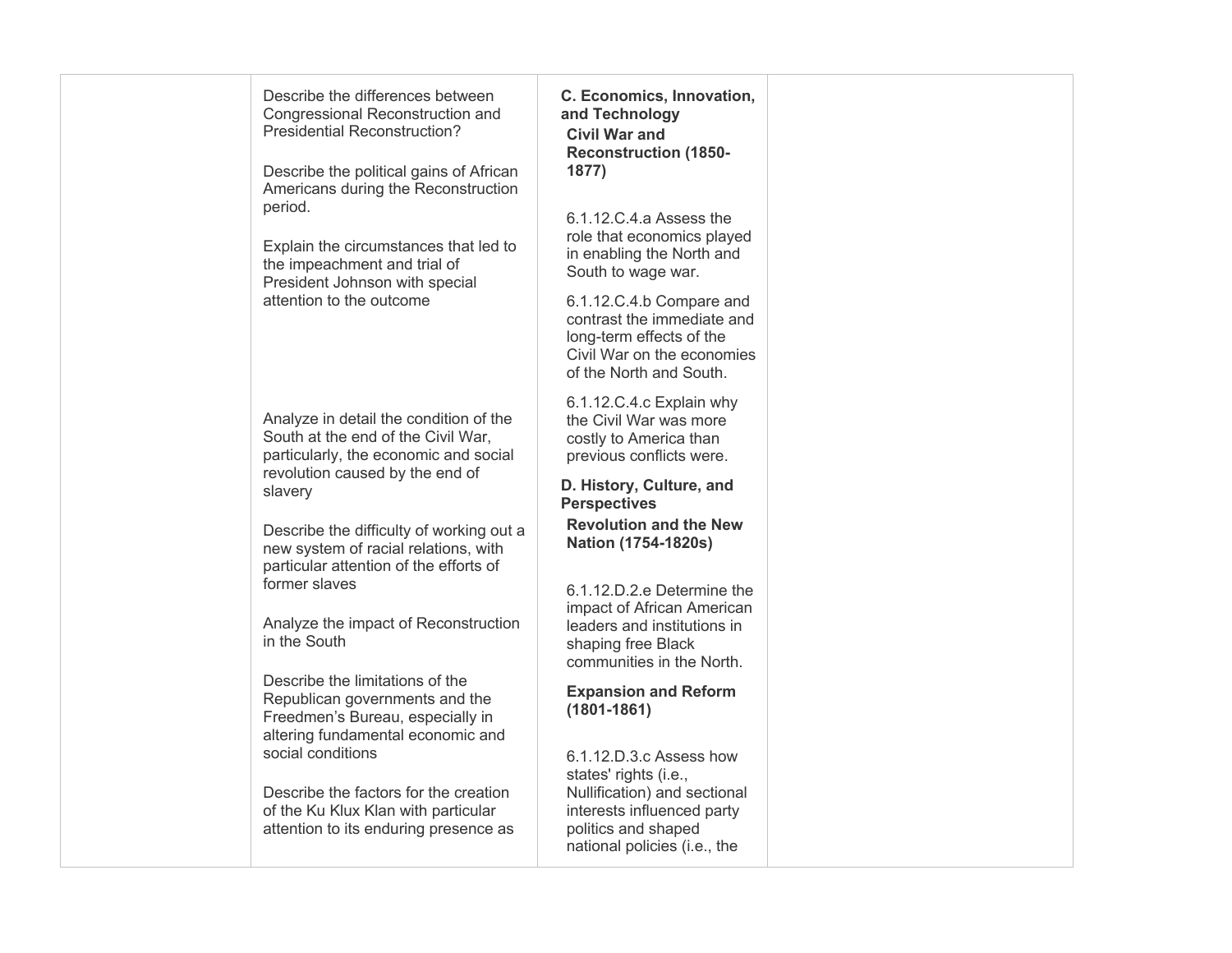| | | | |
|---|---|---|---|
| | Describe the differences between Congressional Reconstruction and Presidential Reconstruction?<br><br>Describe the political gains of African Americans during the Reconstruction period.<br><br>Explain the circumstances that led to the impeachment and trial of President Johnson with special attention to the outcome<br><br>Analyze in detail the condition of the South at the end of the Civil War, particularly, the economic and social revolution caused by the end of slavery<br><br>Describe the difficulty of working out a new system of racial relations, with particular attention of the efforts of former slaves<br><br>Analyze the impact of Reconstruction in the South<br><br>Describe the limitations of the Republican governments and the Freedmen's Bureau, especially in altering fundamental economic and social conditions<br><br>Describe the factors for the creation of the Ku Klux Klan with particular attention to its enduring presence as | **C. Economics, Innovation, and Technology**<br>**Civil War and Reconstruction (1850-1877)**<br><br>6.1.12.C.4.a Assess the role that economics played in enabling the North and South to wage war.<br><br>6.1.12.C.4.b Compare and contrast the immediate and long-term effects of the Civil War on the economies of the North and South.<br><br>6.1.12.C.4.c Explain why the Civil War was more costly to America than previous conflicts were.<br><br>**D. History, Culture, and Perspectives**<br>**Revolution and the New Nation (1754-1820s)**<br><br>6.1.12.D.2.e Determine the impact of African American leaders and institutions in shaping free Black communities in the North.<br><br>**Expansion and Reform (1801-1861)**<br><br>6.1.12.D.3.c Assess how states' rights (i.e., Nullification) and sectional interests influenced party politics and shaped national policies (i.e., the | |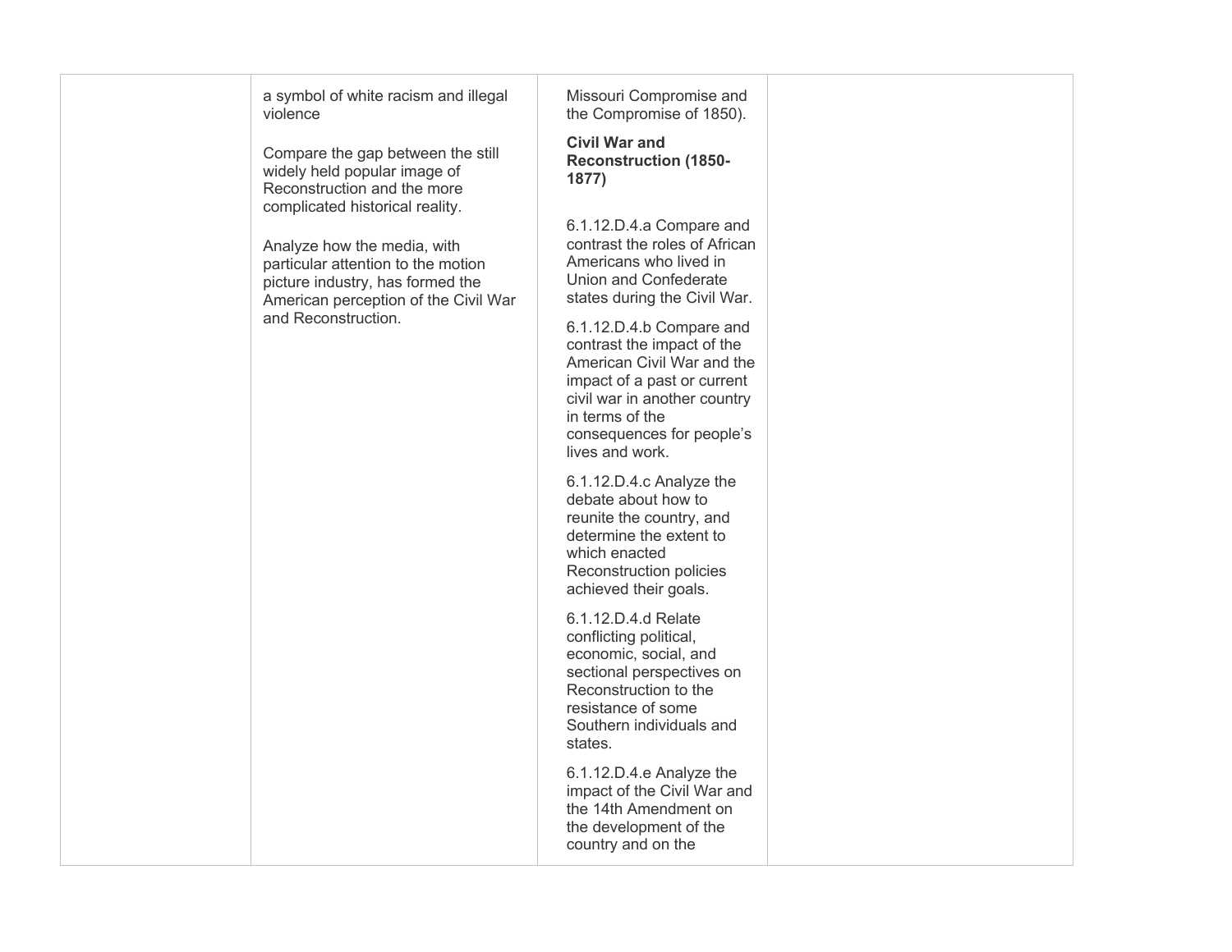|  |  |  |  |
|---|---|---|---|
|  | a symbol of white racism and illegal violence<br><br>Compare the gap between the still widely held popular image of Reconstruction and the more complicated historical reality.<br><br>Analyze how the media, with particular attention to the motion picture industry, has formed the American perception of the Civil War and Reconstruction. | Missouri Compromise and the Compromise of 1850).<br><br>**Civil War and Reconstruction (1850-1877)**<br><br>6.1.12.D.4.a Compare and contrast the roles of African Americans who lived in Union and Confederate states during the Civil War.<br><br>6.1.12.D.4.b Compare and contrast the impact of the American Civil War and the impact of a past or current civil war in another country in terms of the consequences for people's lives and work.<br><br>6.1.12.D.4.c Analyze the debate about how to reunite the country, and determine the extent to which enacted Reconstruction policies achieved their goals.<br><br>6.1.12.D.4.d Relate conflicting political, economic, social, and sectional perspectives on Reconstruction to the resistance of some Southern individuals and states.<br><br>6.1.12.D.4.e Analyze the impact of the Civil War and the 14th Amendment on the development of the country and on the |  |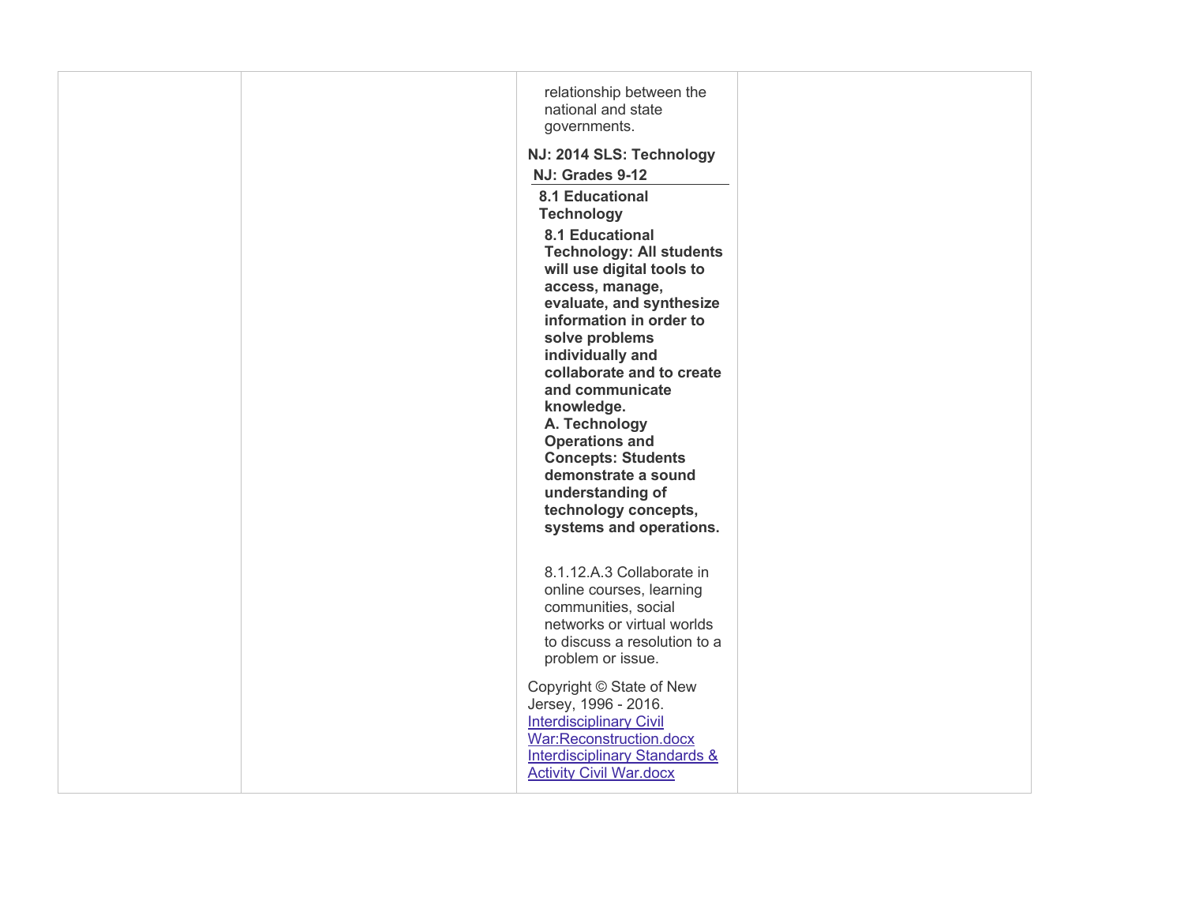| | | relationship between the national and state governments.<br><br>**NJ: 2014 SLS: Technology**<br>**NJ: Grades 9-12**<br>**8.1 Educational Technology**<br>**8.1 Educational Technology: All students will use digital tools to access, manage, evaluate, and synthesize information in order to solve problems individually and collaborate and to create and communicate knowledge.**<br>**A. Technology Operations and Concepts: Students demonstrate a sound understanding of technology concepts, systems and operations.**<br><br>8.1.12.A.3 Collaborate in online courses, learning communities, social networks or virtual worlds to discuss a resolution to a problem or issue.<br><br>Copyright © State of New Jersey, 1996 - 2016.<br>Interdisciplinary Civil War:Reconstruction.docx<br>Interdisciplinary Standards & Activity Civil War.docx | |
|---|---|---|---|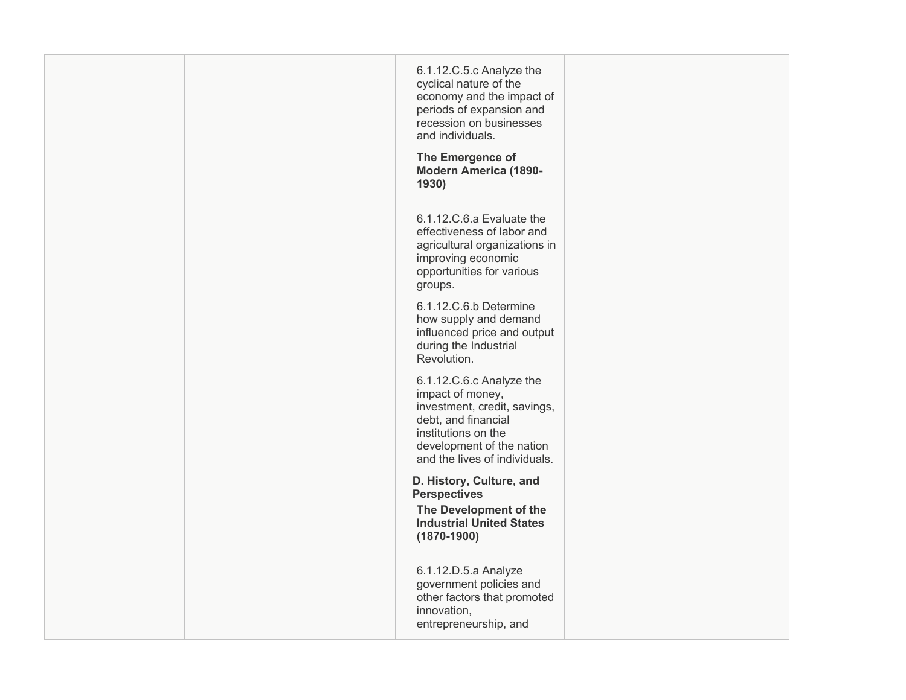|  |  |  |  |
|---|---|---|---|
|  |  | 6.1.12.C.5.c Analyze the cyclical nature of the economy and the impact of periods of expansion and recession on businesses and individuals.<br><br>**The Emergence of Modern America (1890-1930)**<br><br>6.1.12.C.6.a Evaluate the effectiveness of labor and agricultural organizations in improving economic opportunities for various groups.<br><br>6.1.12.C.6.b Determine how supply and demand influenced price and output during the Industrial Revolution.<br><br>6.1.12.C.6.c Analyze the impact of money, investment, credit, savings, debt, and financial institutions on the development of the nation and the lives of individuals.<br><br>**D. History, Culture, and Perspectives**<br>**The Development of the Industrial United States (1870-1900)**<br><br>6.1.12.D.5.a Analyze government policies and other factors that promoted innovation, entrepreneurship, and |  |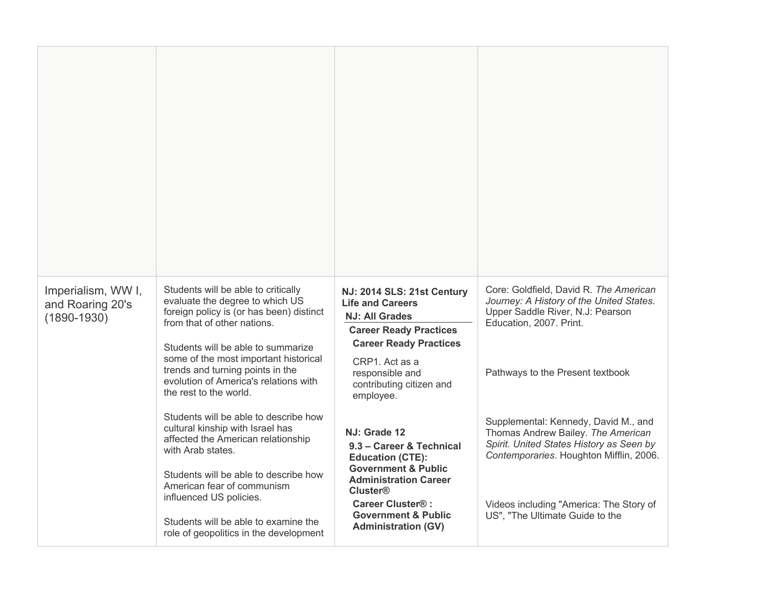| | | | |
|---|---|---|---|
| | | | |
| Imperialism, WW I, and Roaring 20's (1890-1930) | Students will be able to critically evaluate the degree to which US foreign policy is (or has been) distinct from that of other nations.<br><br>Students will be able to summarize some of the most important historical trends and turning points in the evolution of America's relations with the rest to the world.<br><br>Students will be able to describe how cultural kinship with Israel has affected the American relationship with Arab states.<br><br>Students will be able to describe how American fear of communism influenced US policies.<br><br>Students will be able to examine the role of geopolitics in the development | **NJ: 2014 SLS: 21st Century Life and Careers**<br>**NJ: All Grades**<br>**Career Ready Practices**<br>**Career Ready Practices**<br>CRP1. Act as a responsible and contributing citizen and employee.<br><br>**NJ: Grade 12**<br>**9.3 – Career & Technical Education (CTE): Government & Public Administration Career Cluster®**<br>**Career Cluster® : Government & Public Administration (GV)** | Core: Goldfield, David R. *The American Journey: A History of the United States*. Upper Saddle River, N.J: Pearson Education, 2007. Print.<br><br>Pathways to the Present textbook<br><br>Supplemental: Kennedy, David M., and Thomas Andrew Bailey. *The American Spirit. United States History as Seen by Contemporaries*. Houghton Mifflin, 2006.<br><br>Videos including "America: The Story of US", "The Ultimate Guide to the |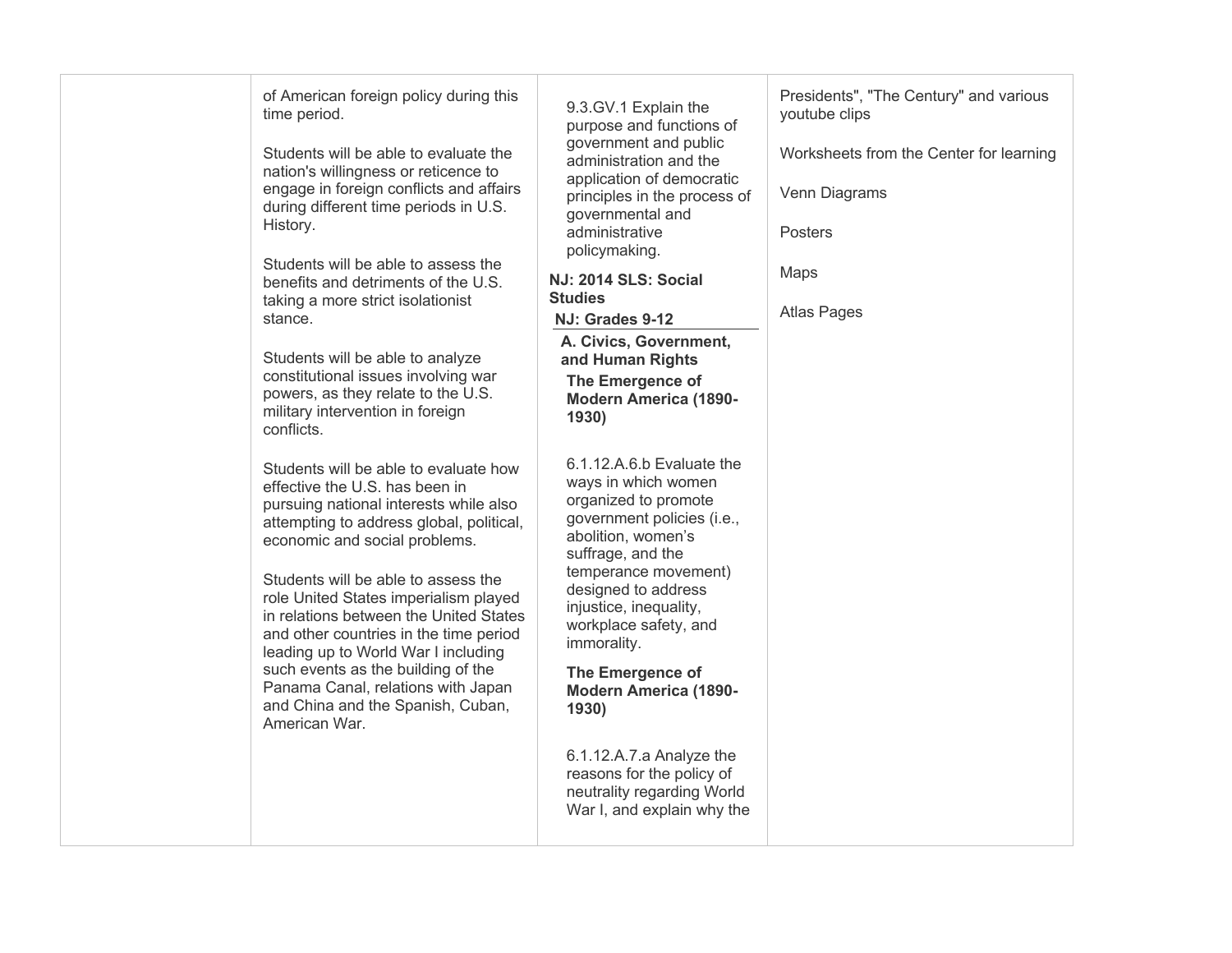| | | | |
|---|---|---|---|
| | of American foreign policy during this time period.<br><br>Students will be able to evaluate the nation's willingness or reticence to engage in foreign conflicts and affairs during different time periods in U.S. History.<br><br>Students will be able to assess the benefits and detriments of the U.S. taking a more strict isolationist stance.<br><br>Students will be able to analyze constitutional issues involving war powers, as they relate to the U.S. military intervention in foreign conflicts.<br><br>Students will be able to evaluate how effective the U.S. has been in pursuing national interests while also attempting to address global, political, economic and social problems.<br><br>Students will be able to assess the role United States imperialism played in relations between the United States and other countries in the time period leading up to World War I including such events as the building of the Panama Canal, relations with Japan and China and the Spanish, Cuban, American War. | 9.3.GV.1 Explain the purpose and functions of government and public administration and the application of democratic principles in the process of governmental and administrative policymaking.<br><br>**NJ: 2014 SLS: Social Studies**<br>**NJ: Grades 9-12**<br>**A. Civics, Government, and Human Rights**<br>**The Emergence of Modern America (1890-1930)**<br><br>6.1.12.A.6.b Evaluate the ways in which women organized to promote government policies (i.e., abolition, women's suffrage, and the temperance movement) designed to address injustice, inequality, workplace safety, and immorality.<br><br>**The Emergence of Modern America (1890-1930)**<br><br>6.1.12.A.7.a Analyze the reasons for the policy of neutrality regarding World War I, and explain why the | Presidents", "The Century" and various youtube clips<br><br>Worksheets from the Center for learning<br><br>Venn Diagrams<br><br>Posters<br><br>Maps<br><br>Atlas Pages |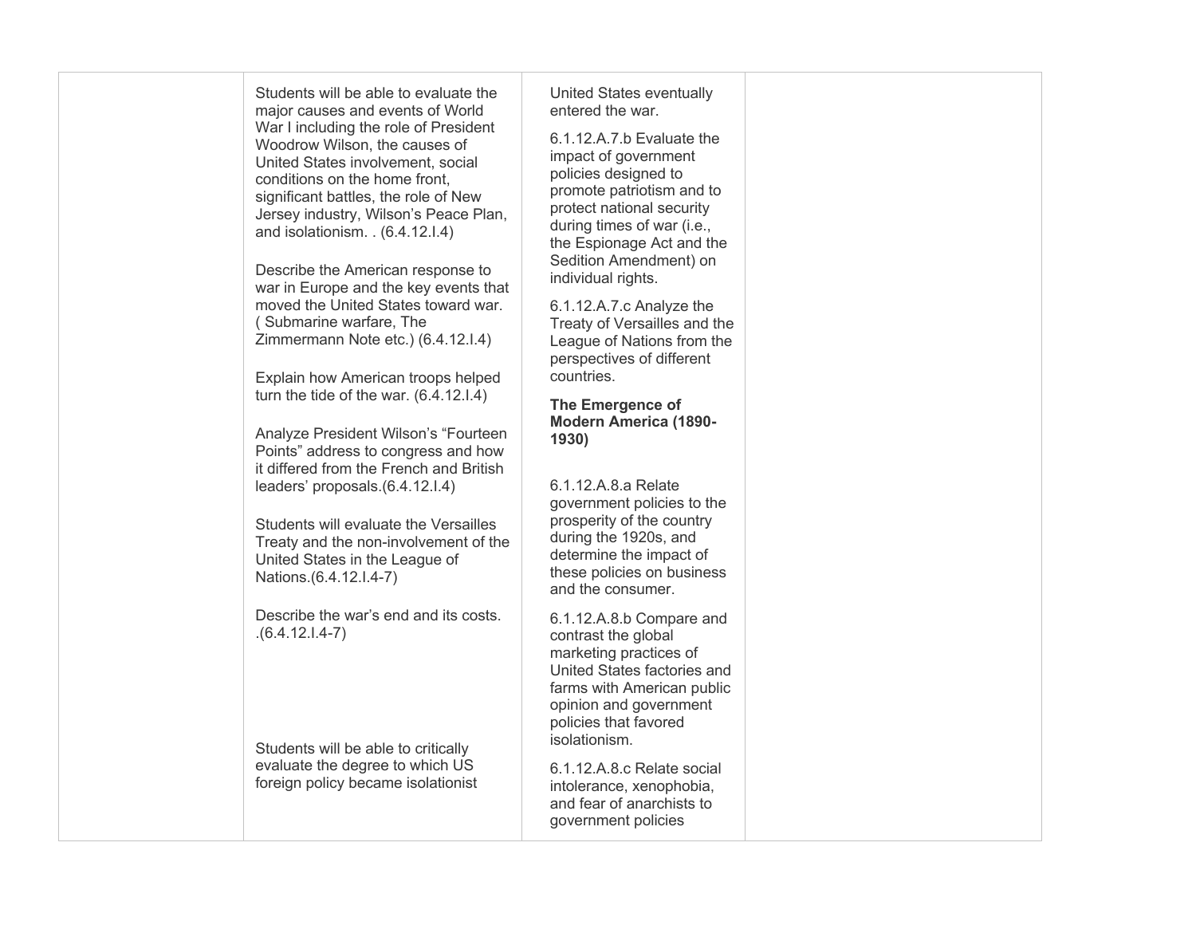| | | | |
|---|---|---|---|
| | Students will be able to evaluate the major causes and events of World War I including the role of President Woodrow Wilson, the causes of United States involvement, social conditions on the home front, significant battles, the role of New Jersey industry, Wilson's Peace Plan, and isolationism. . (6.4.12.I.4)<br><br>Describe the American response to war in Europe and the key events that moved the United States toward war. ( Submarine warfare, The Zimmermann Note etc.) (6.4.12.I.4)<br><br>Explain how American troops helped turn the tide of the war. (6.4.12.I.4)<br><br>Analyze President Wilson's "Fourteen Points" address to congress and how it differed from the French and British leaders' proposals.(6.4.12.I.4)<br><br>Students will evaluate the Versailles Treaty and the non-involvement of the United States in the League of Nations.(6.4.12.I.4-7)<br><br>Describe the war's end and its costs. .(6.4.12.I.4-7)<br><br>Students will be able to critically evaluate the degree to which US foreign policy became isolationist | United States eventually entered the war.<br><br>6.1.12.A.7.b Evaluate the impact of government policies designed to promote patriotism and to protect national security during times of war (i.e., the Espionage Act and the Sedition Amendment) on individual rights.<br><br>6.1.12.A.7.c Analyze the Treaty of Versailles and the League of Nations from the perspectives of different countries.<br><br>**The Emergence of Modern America (1890-1930)**<br><br>6.1.12.A.8.a Relate government policies to the prosperity of the country during the 1920s, and determine the impact of these policies on business and the consumer.<br><br>6.1.12.A.8.b Compare and contrast the global marketing practices of United States factories and farms with American public opinion and government policies that favored isolationism.<br><br>6.1.12.A.8.c Relate social intolerance, xenophobia, and fear of anarchists to government policies | |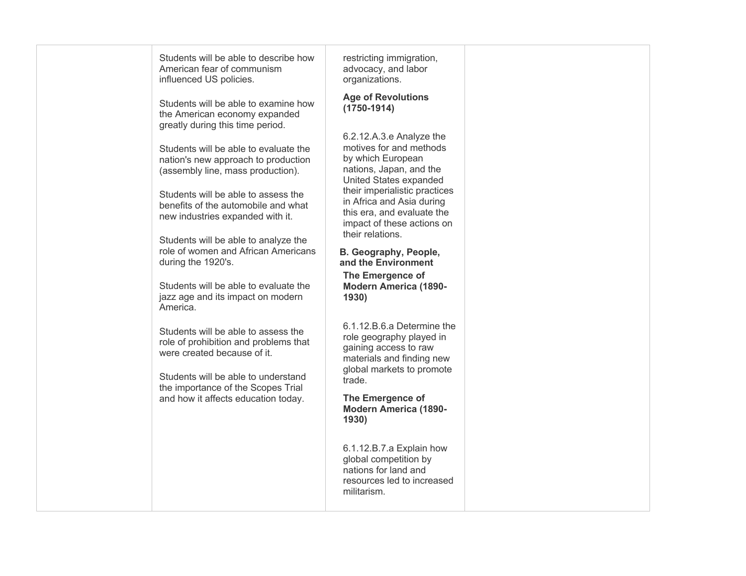| | | | |
|---|---|---|---|
| | Students will be able to describe how American fear of communism influenced US policies.<br><br>Students will be able to examine how the American economy expanded greatly during this time period.<br><br>Students will be able to evaluate the nation's new approach to production (assembly line, mass production).<br><br>Students will be able to assess the benefits of the automobile and what new industries expanded with it.<br><br>Students will be able to analyze the role of women and African Americans during the 1920's.<br><br>Students will be able to evaluate the jazz age and its impact on modern America.<br><br>Students will be able to assess the role of prohibition and problems that were created because of it.<br><br>Students will be able to understand the importance of the Scopes Trial and how it affects education today. | restricting immigration, advocacy, and labor organizations.<br><br>**Age of Revolutions (1750-1914)**<br><br>6.2.12.A.3.e Analyze the motives for and methods by which European nations, Japan, and the United States expanded their imperialistic practices in Africa and Asia during this era, and evaluate the impact of these actions on their relations.<br><br>**B. Geography, People, and the Environment**<br><br>**The Emergence of Modern America (1890-1930)**<br><br>6.1.12.B.6.a Determine the role geography played in gaining access to raw materials and finding new global markets to promote trade.<br><br>**The Emergence of Modern America (1890-1930)**<br><br>6.1.12.B.7.a Explain how global competition by nations for land and resources led to increased militarism. | |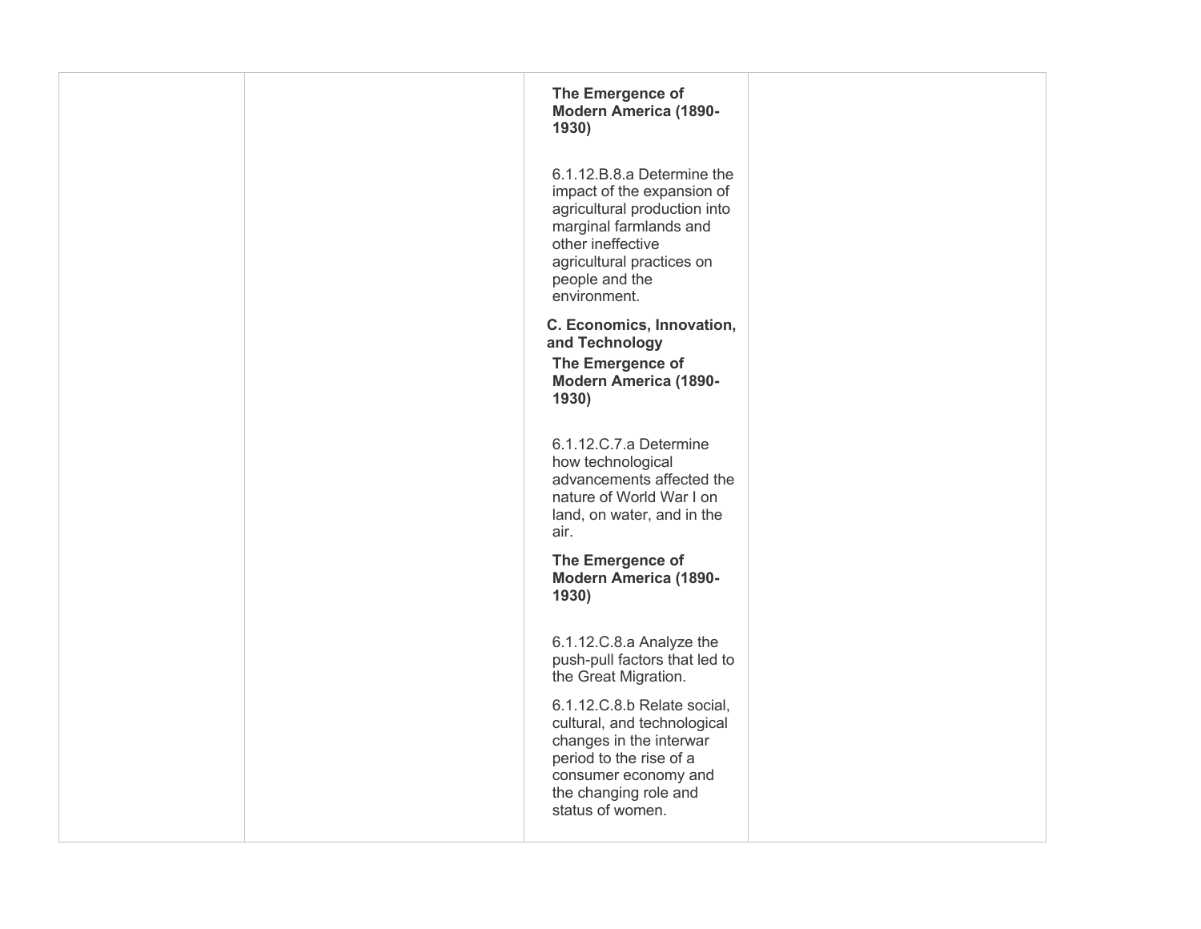| | | | |
|---|---|---|---|
| | | **The Emergence of Modern America (1890-1930)**<br><br>6.1.12.B.8.a Determine the impact of the expansion of agricultural production into marginal farmlands and other ineffective agricultural practices on people and the environment.<br><br>**C. Economics, Innovation, and Technology**<br><br>**The Emergence of Modern America (1890-1930)**<br><br>6.1.12.C.7.a Determine how technological advancements affected the nature of World War I on land, on water, and in the air.<br><br>**The Emergence of Modern America (1890-1930)**<br><br>6.1.12.C.8.a Analyze the push-pull factors that led to the Great Migration.<br><br>6.1.12.C.8.b Relate social, cultural, and technological changes in the interwar period to the rise of a consumer economy and the changing role and status of women. | |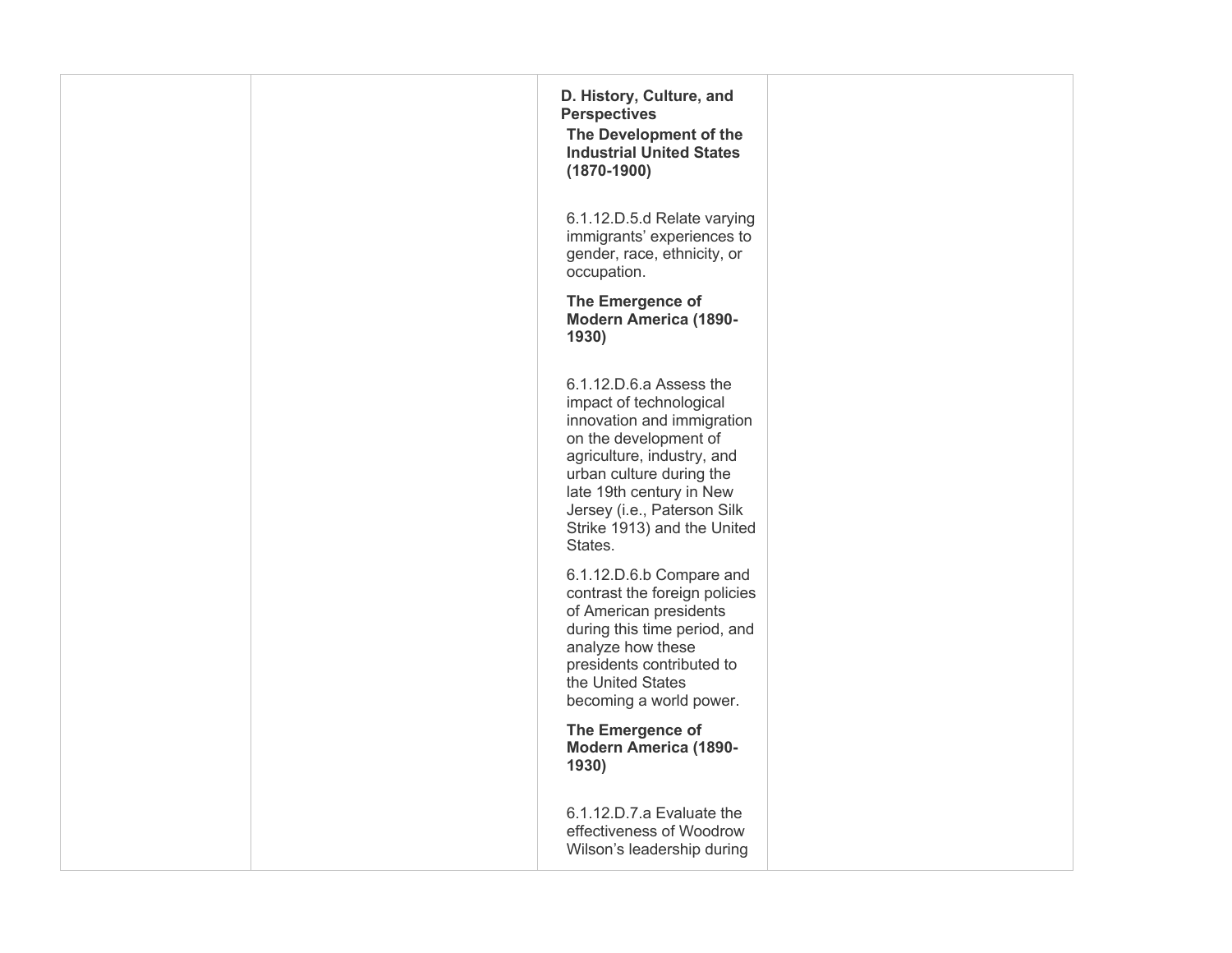| | | | |
|---|---|---|---|
| | | **D. History, Culture, and Perspectives**<br>**The Development of the Industrial United States (1870-1900)**<br><br>6.1.12.D.5.d Relate varying immigrants' experiences to gender, race, ethnicity, or occupation.<br><br>**The Emergence of Modern America (1890-1930)**<br><br>6.1.12.D.6.a Assess the impact of technological innovation and immigration on the development of agriculture, industry, and urban culture during the late 19th century in New Jersey (i.e., Paterson Silk Strike 1913) and the United States.<br><br>6.1.12.D.6.b Compare and contrast the foreign policies of American presidents during this time period, and analyze how these presidents contributed to the United States becoming a world power.<br><br>**The Emergence of Modern America (1890-1930)**<br><br>6.1.12.D.7.a Evaluate the effectiveness of Woodrow Wilson's leadership during | |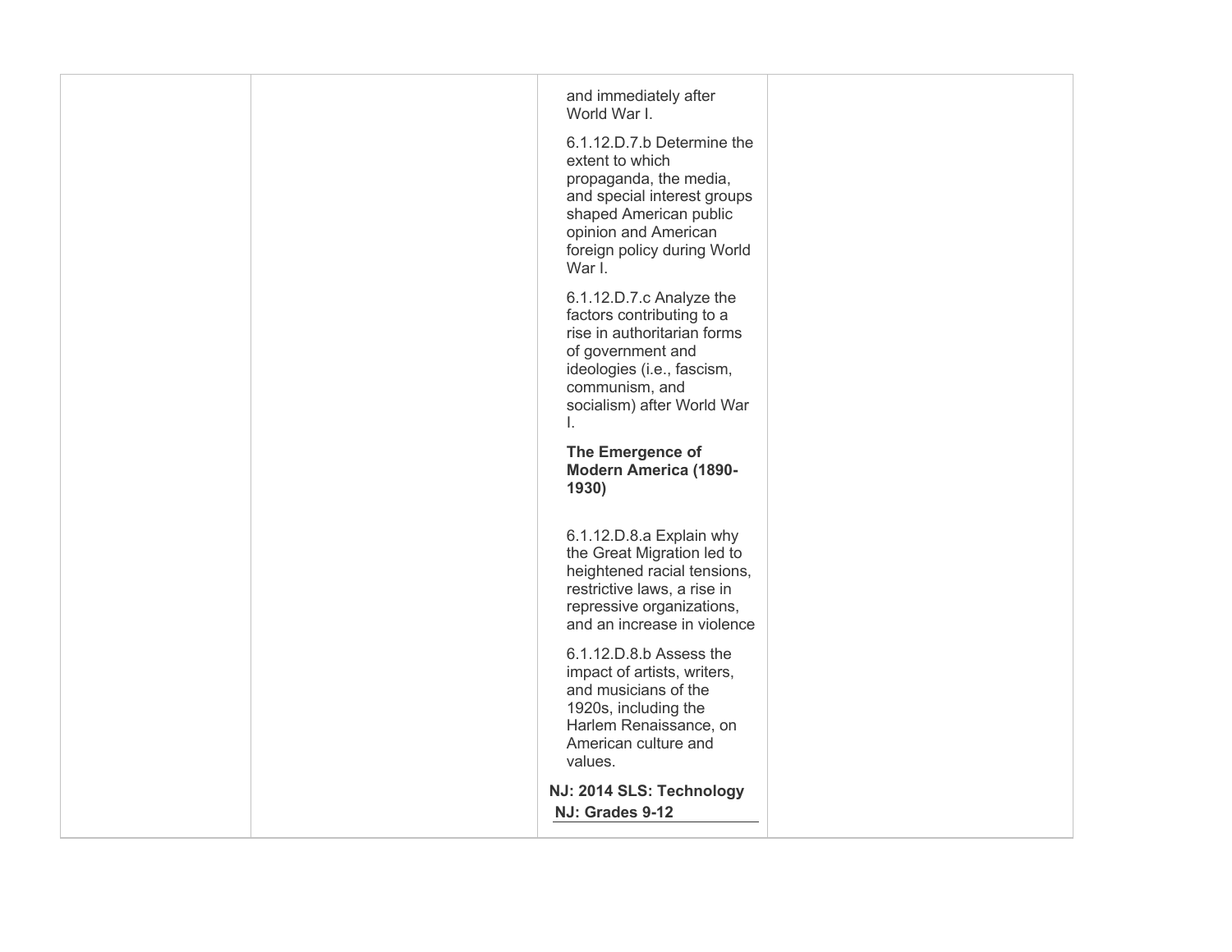| | | | |
|---|---|---|---|
| | | and immediately after World War I.<br><br>6.1.12.D.7.b Determine the extent to which propaganda, the media, and special interest groups shaped American public opinion and American foreign policy during World War I.<br><br>6.1.12.D.7.c Analyze the factors contributing to a rise in authoritarian forms of government and ideologies (i.e., fascism, communism, and socialism) after World War I.<br><br>**The Emergence of Modern America (1890-1930)**<br><br>6.1.12.D.8.a Explain why the Great Migration led to heightened racial tensions, restrictive laws, a rise in repressive organizations, and an increase in violence<br><br>6.1.12.D.8.b Assess the impact of artists, writers, and musicians of the 1920s, including the Harlem Renaissance, on American culture and values.<br><br>**NJ: 2014 SLS: Technology**<br>**NJ: Grades 9-12** | |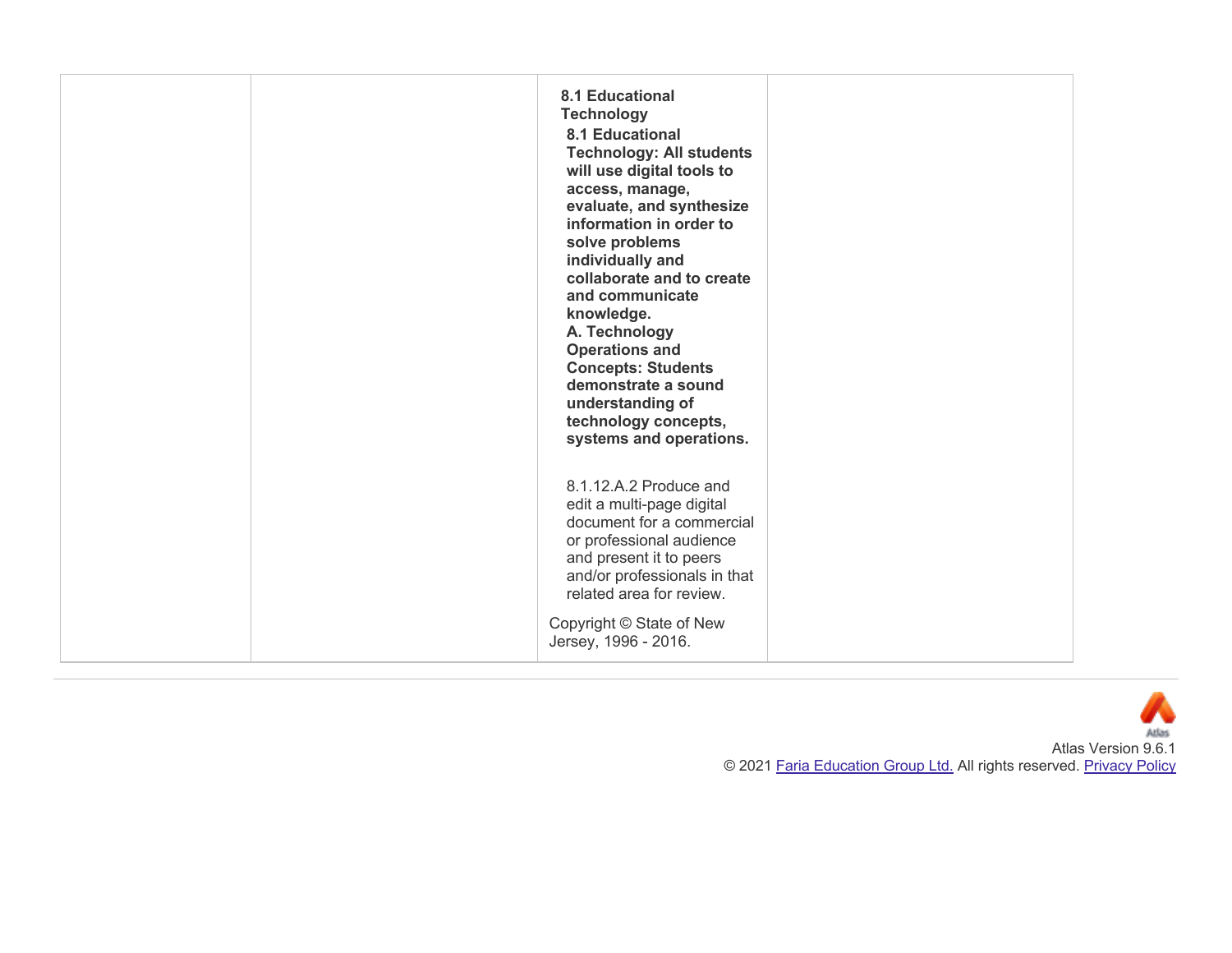| | | | |
|---|---|---|---|
| | | **8.1 Educational Technology**<br>**8.1 Educational Technology: All students will use digital tools to access, manage, evaluate, and synthesize information in order to solve problems individually and collaborate and to create and communicate knowledge.**<br>**A. Technology Operations and Concepts: Students demonstrate a sound understanding of technology concepts, systems and operations.**<br><br>8.1.12.A.2 Produce and edit a multi-page digital document for a commercial or professional audience and present it to peers and/or professionals in that related area for review.<br><br>Copyright © State of New Jersey, 1996 - 2016. | |

Atlas Version 9.6.1
© 2021 Faria Education Group Ltd. All rights reserved. Privacy Policy